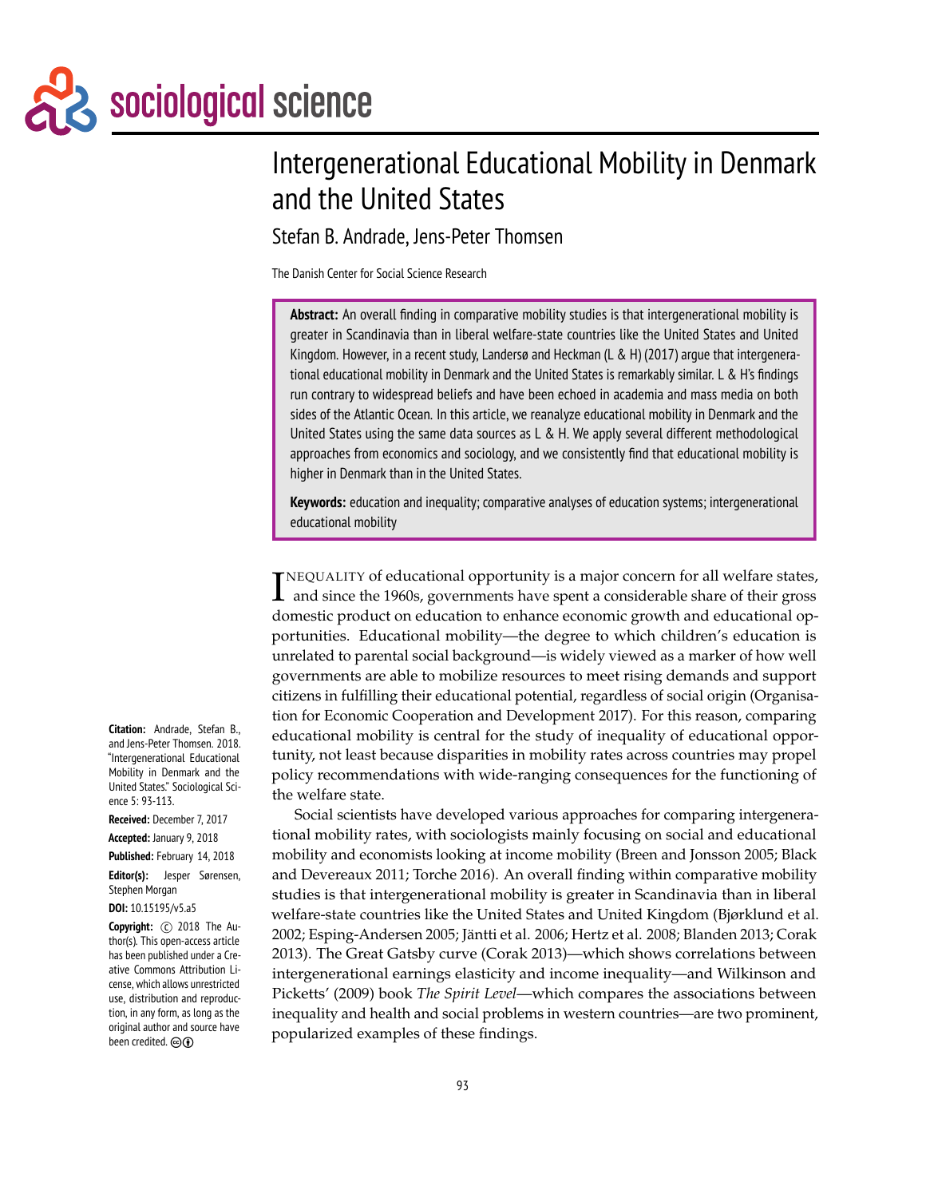sociological science

# Intergenerational Educational Mobility in Denmark and the United States

Stefan B. Andrade, Jens-Peter Thomsen

The Danish Center for Social Science Research

**Abstract:** An overall finding in comparative mobility studies is that intergenerational mobility is greater in Scandinavia than in liberal welfare-state countries like the United States and United Kingdom. However, in a recent study, Landersø and Heckman (L & H) (2017) argue that intergenerational educational mobility in Denmark and the United States is remarkably similar. L & H's findings run contrary to widespread beliefs and have been echoed in academia and mass media on both sides of the Atlantic Ocean. In this article, we reanalyze educational mobility in Denmark and the United States using the same data sources as L & H. We apply several different methodological approaches from economics and sociology, and we consistently find that educational mobility is higher in Denmark than in the United States.

**Keywords:** education and inequality; comparative analyses of education systems; intergenerational educational mobility

**Citation:** Andrade, Stefan B., and Jens-Peter Thomsen. 2018. "Intergenerational Educational Mobility in Denmark and the United States." Sociological Science 5: 93-113.

**Received:** December 7, 2017

**Accepted:** January 9, 2018

**Published:** February 14, 2018

**Editor(s):** Jesper Sørensen, Stephen Morgan

**DOI:** 10.15195/v5.a5

**Copyright:** © 2018 The Author(s). This open-access article has been published under a Creative Commons Attribution License, which allows unrestricted use, distribution and reproduction, in any form, as long as the original author and source have been credited.

INEQUALITY of educational opportunity is a major concern for all welfare states, and since the 1960s, governments have spent a considerable share of their gross domestic product on education to enhance economic growth and educational opportunities. Educational mobility—the degree to which children's education is unrelated to parental social background—is widely viewed as a marker of how well governments are able to mobilize resources to meet rising demands and support citizens in fulfilling their educational potential, regardless of social origin (Organisation for Economic Cooperation and Development 2017). For this reason, comparing educational mobility is central for the study of inequality of educational opportunity, not least because disparities in mobility rates across countries may propel policy recommendations with wide-ranging consequences for the functioning of the welfare state.

Social scientists have developed various approaches for comparing intergenerational mobility rates, with sociologists mainly focusing on social and educational mobility and economists looking at income mobility (Breen and Jonsson 2005; Black and Devereaux 2011; Torche 2016). An overall finding within comparative mobility studies is that intergenerational mobility is greater in Scandinavia than in liberal welfare-state countries like the United States and United Kingdom (Bjørklund et al. 2002; Esping-Andersen 2005; Jäntti et al. 2006; Hertz et al. 2008; Blanden 2013; Corak 2013). The Great Gatsby curve (Corak 2013)—which shows correlations between intergenerational earnings elasticity and income inequality—and Wilkinson and Picketts' (2009) book *The Spirit Level*—which compares the associations between inequality and health and social problems in western countries—are two prominent, popularized examples of these findings.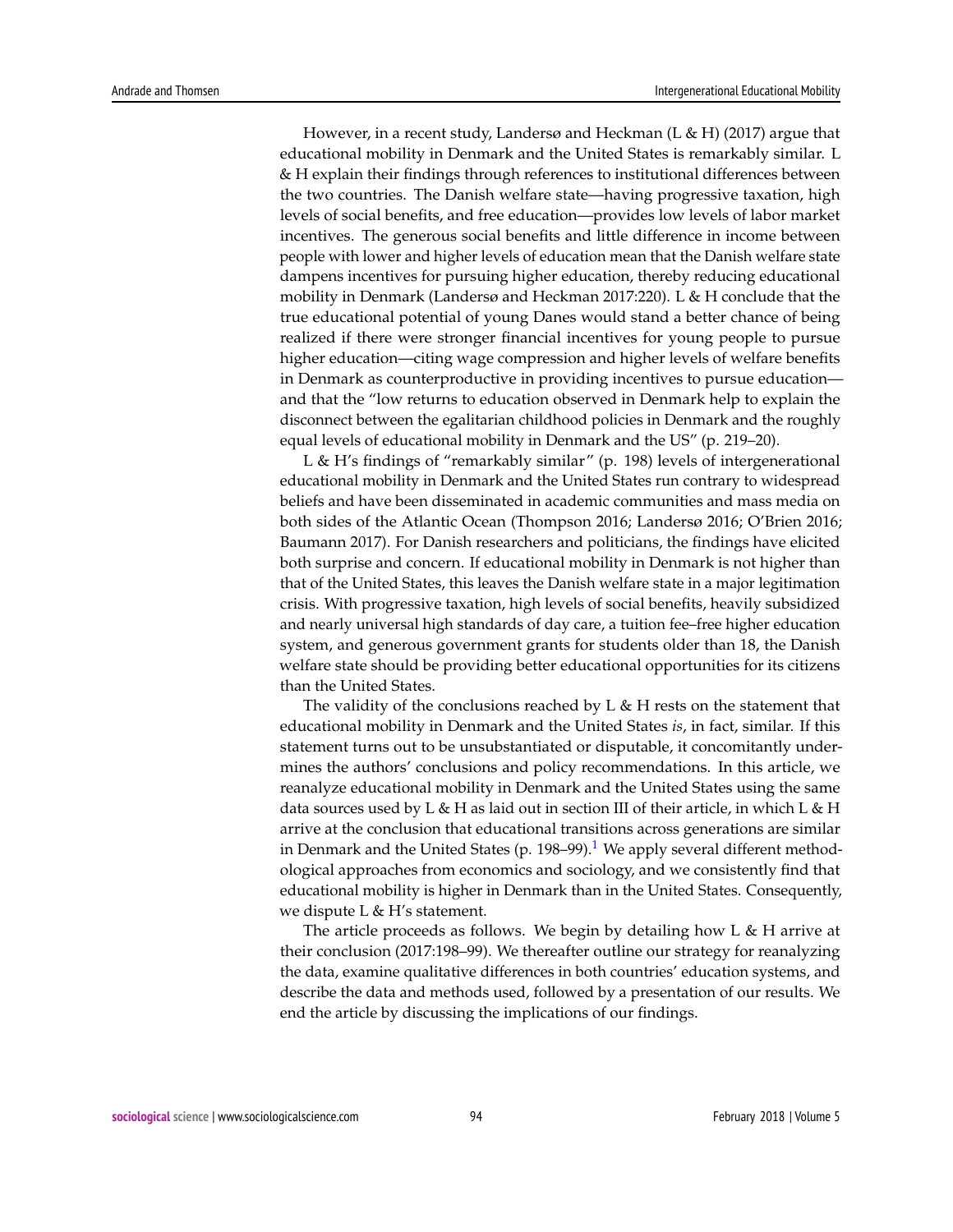However, in a recent study, Landersø and Heckman (L & H) (2017) argue that educational mobility in Denmark and the United States is remarkably similar. L & H explain their findings through references to institutional differences between the two countries. The Danish welfare state—having progressive taxation, high levels of social benefits, and free education—provides low levels of labor market incentives. The generous social benefits and little difference in income between people with lower and higher levels of education mean that the Danish welfare state dampens incentives for pursuing higher education, thereby reducing educational mobility in Denmark (Landersø and Heckman 2017:220). L & H conclude that the true educational potential of young Danes would stand a better chance of being realized if there were stronger financial incentives for young people to pursue higher education—citing wage compression and higher levels of welfare benefits in Denmark as counterproductive in providing incentives to pursue education—and that the "low returns to education observed in Denmark help to explain the disconnect between the egalitarian childhood policies in Denmark and the roughly equal levels of educational mobility in Denmark and the US" (p. 219–20).

L & H's findings of "remarkably similar" (p. 198) levels of intergenerational educational mobility in Denmark and the United States run contrary to widespread beliefs and have been disseminated in academic communities and mass media on both sides of the Atlantic Ocean (Thompson 2016; Landersø 2016; O'Brien 2016; Baumann 2017). For Danish researchers and politicians, the findings have elicited both surprise and concern. If educational mobility in Denmark is not higher than that of the United States, this leaves the Danish welfare state in a major legitimation crisis. With progressive taxation, high levels of social benefits, heavily subsidized and nearly universal high standards of day care, a tuition fee–free higher education system, and generous government grants for students older than 18, the Danish welfare state should be providing better educational opportunities for its citizens than the United States.

The validity of the conclusions reached by L & H rests on the statement that educational mobility in Denmark and the United States *is*, in fact, similar. If this statement turns out to be unsubstantiated or disputable, it concomitantly undermines the authors' conclusions and policy recommendations. In this article, we reanalyze educational mobility in Denmark and the United States using the same data sources used by L & H as laid out in section III of their article, in which L & H arrive at the conclusion that educational transitions across generations are similar in Denmark and the United States (p. 198–99).[1] We apply several different methodological approaches from economics and sociology, and we consistently find that educational mobility is higher in Denmark than in the United States. Consequently, we dispute L & H's statement.

The article proceeds as follows. We begin by detailing how L & H arrive at their conclusion (2017:198–99). We thereafter outline our strategy for reanalyzing the data, examine qualitative differences in both countries' education systems, and describe the data and methods used, followed by a presentation of our results. We end the article by discussing the implications of our findings.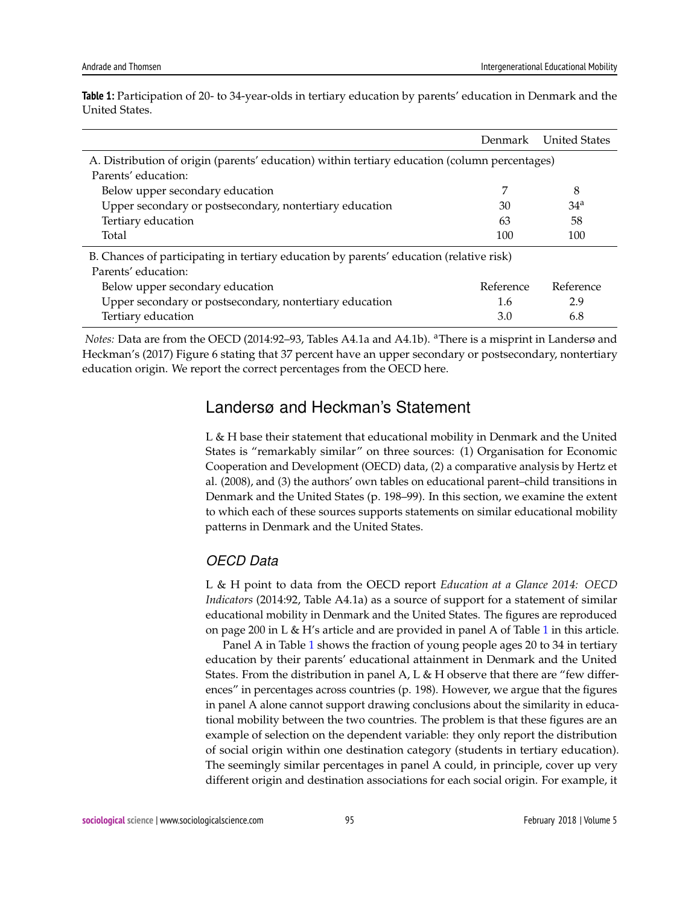**Table 1:** Participation of 20- to 34-year-olds in tertiary education by parents' education in Denmark and the United States.

| | Denmark | United States |
|---|---|---|
| A. Distribution of origin (parents' education) within tertiary education (column percentages) | | |
| Parents' education: | | |
| Below upper secondary education | 7 | 8 |
| Upper secondary or postsecondary, nontertiary education | 30 | 34[a] |
| Tertiary education | 63 | 58 |
| Total | 100 | 100 |
| B. Chances of participating in tertiary education by parents' education (relative risk) | | |
| Parents' education: | | |
| Below upper secondary education | Reference | Reference |
| Upper secondary or postsecondary, nontertiary education | 1.6 | 2.9 |
| Tertiary education | 3.0 | 6.8 |

*Notes:* Data are from the OECD (2014:92–93, Tables A4.1a and A4.1b). [a]There is a misprint in Landersø and Heckman's (2017) Figure 6 stating that 37 percent have an upper secondary or postsecondary, nontertiary education origin. We report the correct percentages from the OECD here.

## Landersø and Heckman's Statement

L & H base their statement that educational mobility in Denmark and the United States is "remarkably similar" on three sources: (1) Organisation for Economic Cooperation and Development (OECD) data, (2) a comparative analysis by Hertz et al. (2008), and (3) the authors' own tables on educational parent–child transitions in Denmark and the United States (p. 198–99). In this section, we examine the extent to which each of these sources supports statements on similar educational mobility patterns in Denmark and the United States.

### *OECD Data*

L & H point to data from the OECD report *Education at a Glance 2014: OECD Indicators* (2014:92, Table A4.1a) as a source of support for a statement of similar educational mobility in Denmark and the United States. The figures are reproduced on page 200 in L & H's article and are provided in panel A of Table 1 in this article.

Panel A in Table 1 shows the fraction of young people ages 20 to 34 in tertiary education by their parents' educational attainment in Denmark and the United States. From the distribution in panel A, L & H observe that there are "few differences" in percentages across countries (p. 198). However, we argue that the figures in panel A alone cannot support drawing conclusions about the similarity in educational mobility between the two countries. The problem is that these figures are an example of selection on the dependent variable: they only report the distribution of social origin within one destination category (students in tertiary education). The seemingly similar percentages in panel A could, in principle, cover up very different origin and destination associations for each social origin. For example, it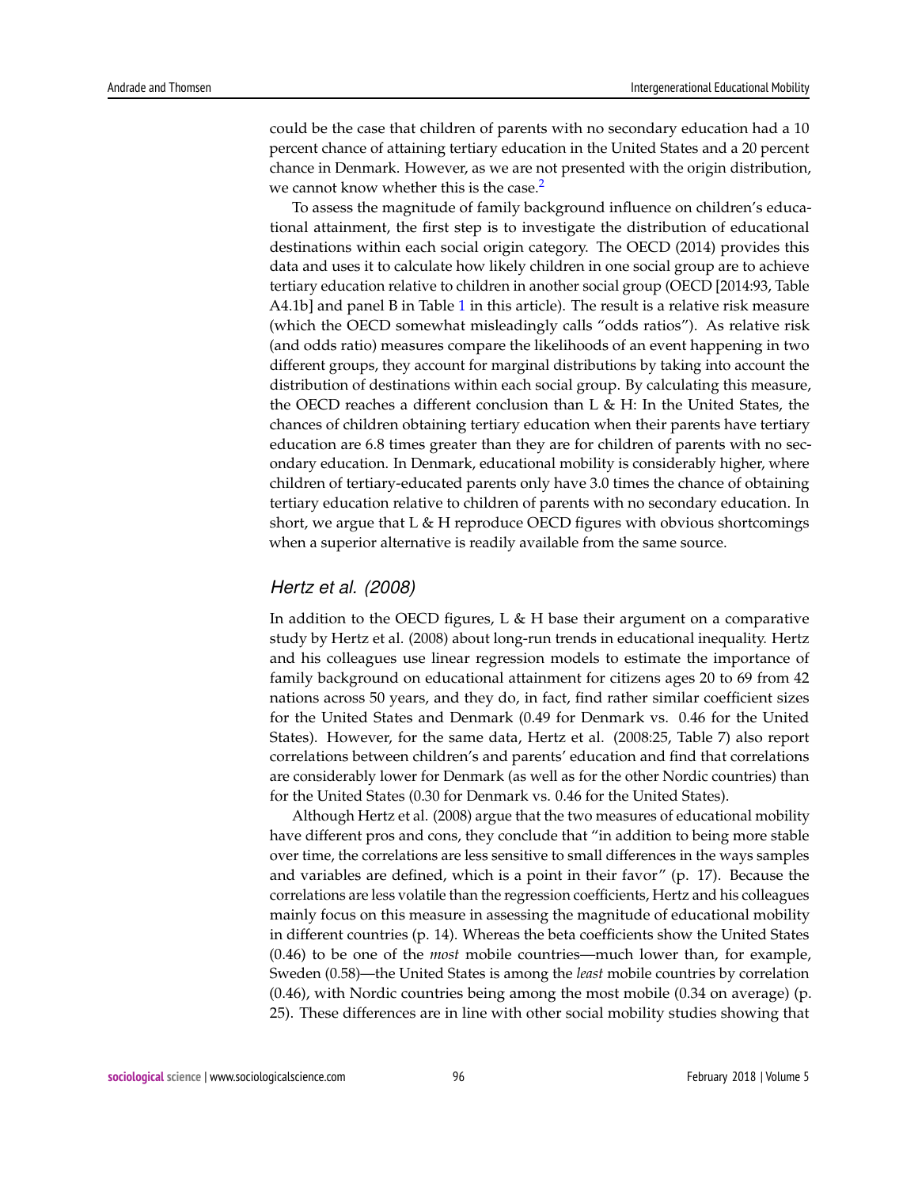could be the case that children of parents with no secondary education had a 10 percent chance of attaining tertiary education in the United States and a 20 percent chance in Denmark. However, as we are not presented with the origin distribution, we cannot know whether this is the case.[2]

To assess the magnitude of family background influence on children's educational attainment, the first step is to investigate the distribution of educational destinations within each social origin category. The OECD (2014) provides this data and uses it to calculate how likely children in one social group are to achieve tertiary education relative to children in another social group (OECD [2014:93, Table A4.1b] and panel B in Table 1 in this article). The result is a relative risk measure (which the OECD somewhat misleadingly calls "odds ratios"). As relative risk (and odds ratio) measures compare the likelihoods of an event happening in two different groups, they account for marginal distributions by taking into account the distribution of destinations within each social group. By calculating this measure, the OECD reaches a different conclusion than L & H: In the United States, the chances of children obtaining tertiary education when their parents have tertiary education are 6.8 times greater than they are for children of parents with no secondary education. In Denmark, educational mobility is considerably higher, where children of tertiary-educated parents only have 3.0 times the chance of obtaining tertiary education relative to children of parents with no secondary education. In short, we argue that L & H reproduce OECD figures with obvious shortcomings when a superior alternative is readily available from the same source.

### *Hertz et al. (2008)*

In addition to the OECD figures, L & H base their argument on a comparative study by Hertz et al. (2008) about long-run trends in educational inequality. Hertz and his colleagues use linear regression models to estimate the importance of family background on educational attainment for citizens ages 20 to 69 from 42 nations across 50 years, and they do, in fact, find rather similar coefficient sizes for the United States and Denmark (0.49 for Denmark vs. 0.46 for the United States). However, for the same data, Hertz et al. (2008:25, Table 7) also report correlations between children's and parents' education and find that correlations are considerably lower for Denmark (as well as for the other Nordic countries) than for the United States (0.30 for Denmark vs. 0.46 for the United States).

Although Hertz et al. (2008) argue that the two measures of educational mobility have different pros and cons, they conclude that "in addition to being more stable over time, the correlations are less sensitive to small differences in the ways samples and variables are defined, which is a point in their favor" (p. 17). Because the correlations are less volatile than the regression coefficients, Hertz and his colleagues mainly focus on this measure in assessing the magnitude of educational mobility in different countries (p. 14). Whereas the beta coefficients show the United States (0.46) to be one of the *most* mobile countries—much lower than, for example, Sweden (0.58)—the United States is among the *least* mobile countries by correlation (0.46), with Nordic countries being among the most mobile (0.34 on average) (p. 25). These differences are in line with other social mobility studies showing that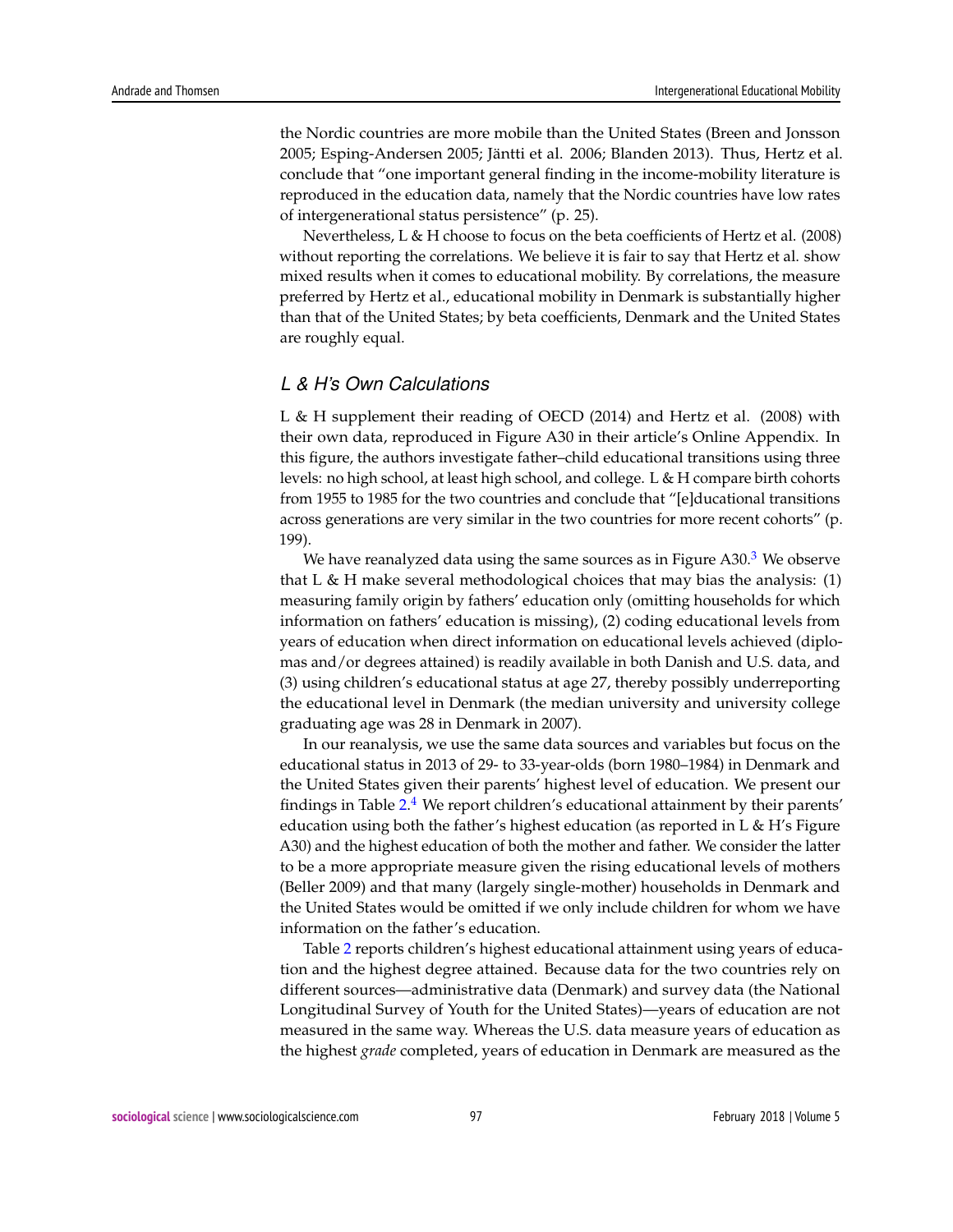the Nordic countries are more mobile than the United States (Breen and Jonsson 2005; Esping-Andersen 2005; Jäntti et al. 2006; Blanden 2013). Thus, Hertz et al. conclude that "one important general finding in the income-mobility literature is reproduced in the education data, namely that the Nordic countries have low rates of intergenerational status persistence" (p. 25).

Nevertheless, L & H choose to focus on the beta coefficients of Hertz et al. (2008) without reporting the correlations. We believe it is fair to say that Hertz et al. show mixed results when it comes to educational mobility. By correlations, the measure preferred by Hertz et al., educational mobility in Denmark is substantially higher than that of the United States; by beta coefficients, Denmark and the United States are roughly equal.

## L & H's Own Calculations

L & H supplement their reading of OECD (2014) and Hertz et al. (2008) with their own data, reproduced in Figure A30 in their article's Online Appendix. In this figure, the authors investigate father–child educational transitions using three levels: no high school, at least high school, and college. L & H compare birth cohorts from 1955 to 1985 for the two countries and conclude that "[e]ducational transitions across generations are very similar in the two countries for more recent cohorts" (p. 199).

We have reanalyzed data using the same sources as in Figure A30.[3] We observe that L & H make several methodological choices that may bias the analysis: (1) measuring family origin by fathers' education only (omitting households for which information on fathers' education is missing), (2) coding educational levels from years of education when direct information on educational levels achieved (diplomas and/or degrees attained) is readily available in both Danish and U.S. data, and (3) using children's educational status at age 27, thereby possibly underreporting the educational level in Denmark (the median university and university college graduating age was 28 in Denmark in 2007).

In our reanalysis, we use the same data sources and variables but focus on the educational status in 2013 of 29- to 33-year-olds (born 1980–1984) in Denmark and the United States given their parents' highest level of education. We present our findings in Table 2.[4] We report children's educational attainment by their parents' education using both the father's highest education (as reported in L & H's Figure A30) and the highest education of both the mother and father. We consider the latter to be a more appropriate measure given the rising educational levels of mothers (Beller 2009) and that many (largely single-mother) households in Denmark and the United States would be omitted if we only include children for whom we have information on the father's education.

Table 2 reports children's highest educational attainment using years of education and the highest degree attained. Because data for the two countries rely on different sources—administrative data (Denmark) and survey data (the National Longitudinal Survey of Youth for the United States)—years of education are not measured in the same way. Whereas the U.S. data measure years of education as the highest *grade* completed, years of education in Denmark are measured as the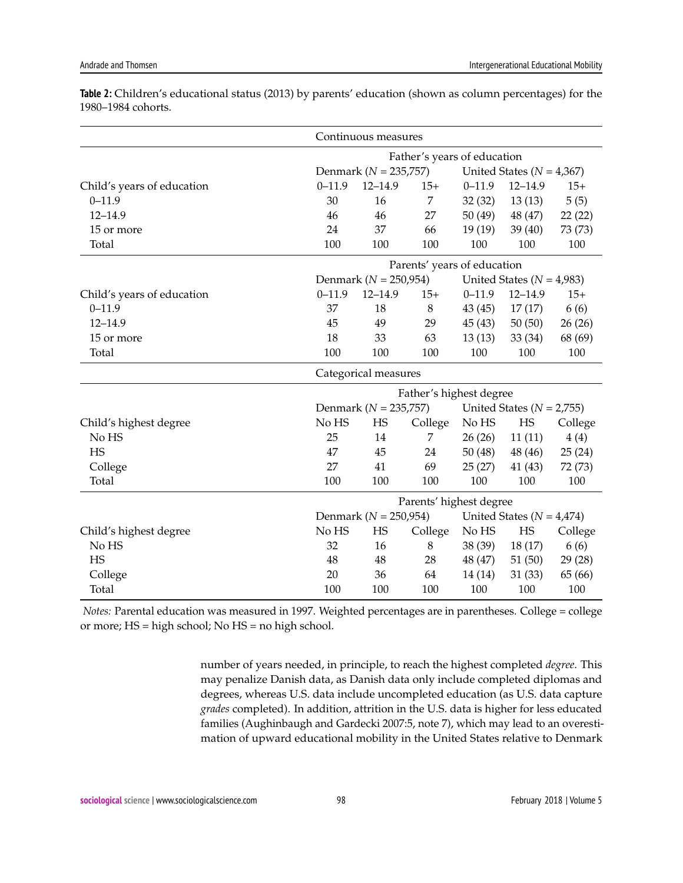**Table 2:** Children's educational status (2013) by parents' education (shown as column percentages) for the 1980–1984 cohorts.

| | | | | | | |
|---|---|---|---|---|---|---|
| **Continuous measures** | | | | | | |
| | Father's years of education | | | | | |
| | Denmark ($N$ = 235,757) | | | United States ($N$ = 4,367) | | |
| Child's years of education | 0–11.9 | 12–14.9 | 15+ | 0–11.9 | 12–14.9 | 15+ |
| 0–11.9 | 30 | 16 | 7 | 32 (32) | 13 (13) | 5 (5) |
| 12–14.9 | 46 | 46 | 27 | 50 (49) | 48 (47) | 22 (22) |
| 15 or more | 24 | 37 | 66 | 19 (19) | 39 (40) | 73 (73) |
| Total | 100 | 100 | 100 | 100 | 100 | 100 |
| | Parents' years of education | | | | | |
| | Denmark ($N$ = 250,954) | | | United States ($N$ = 4,983) | | |
| Child's years of education | 0–11.9 | 12–14.9 | 15+ | 0–11.9 | 12–14.9 | 15+ |
| 0–11.9 | 37 | 18 | 8 | 43 (45) | 17 (17) | 6 (6) |
| 12–14.9 | 45 | 49 | 29 | 45 (43) | 50 (50) | 26 (26) |
| 15 or more | 18 | 33 | 63 | 13 (13) | 33 (34) | 68 (69) |
| Total | 100 | 100 | 100 | 100 | 100 | 100 |
| **Categorical measures** | | | | | | |
| | Father's highest degree | | | | | |
| | Denmark ($N$ = 235,757) | | | United States ($N$ = 2,755) | | |
| Child's highest degree | No HS | HS | College | No HS | HS | College |
| No HS | 25 | 14 | 7 | 26 (26) | 11 (11) | 4 (4) |
| HS | 47 | 45 | 24 | 50 (48) | 48 (46) | 25 (24) |
| College | 27 | 41 | 69 | 25 (27) | 41 (43) | 72 (73) |
| Total | 100 | 100 | 100 | 100 | 100 | 100 |
| | Parents' highest degree | | | | | |
| | Denmark ($N$ = 250,954) | | | United States ($N$ = 4,474) | | |
| Child's highest degree | No HS | HS | College | No HS | HS | College |
| No HS | 32 | 16 | 8 | 38 (39) | 18 (17) | 6 (6) |
| HS | 48 | 48 | 28 | 48 (47) | 51 (50) | 29 (28) |
| College | 20 | 36 | 64 | 14 (14) | 31 (33) | 65 (66) |
| Total | 100 | 100 | 100 | 100 | 100 | 100 |

*Notes:* Parental education was measured in 1997. Weighted percentages are in parentheses. College = college or more; HS = high school; No HS = no high school.

number of years needed, in principle, to reach the highest completed *degree*. This may penalize Danish data, as Danish data only include completed diplomas and degrees, whereas U.S. data include uncompleted education (as U.S. data capture *grades* completed). In addition, attrition in the U.S. data is higher for less educated families (Aughinbaugh and Gardecki 2007:5, note 7), which may lead to an overestimation of upward educational mobility in the United States relative to Denmark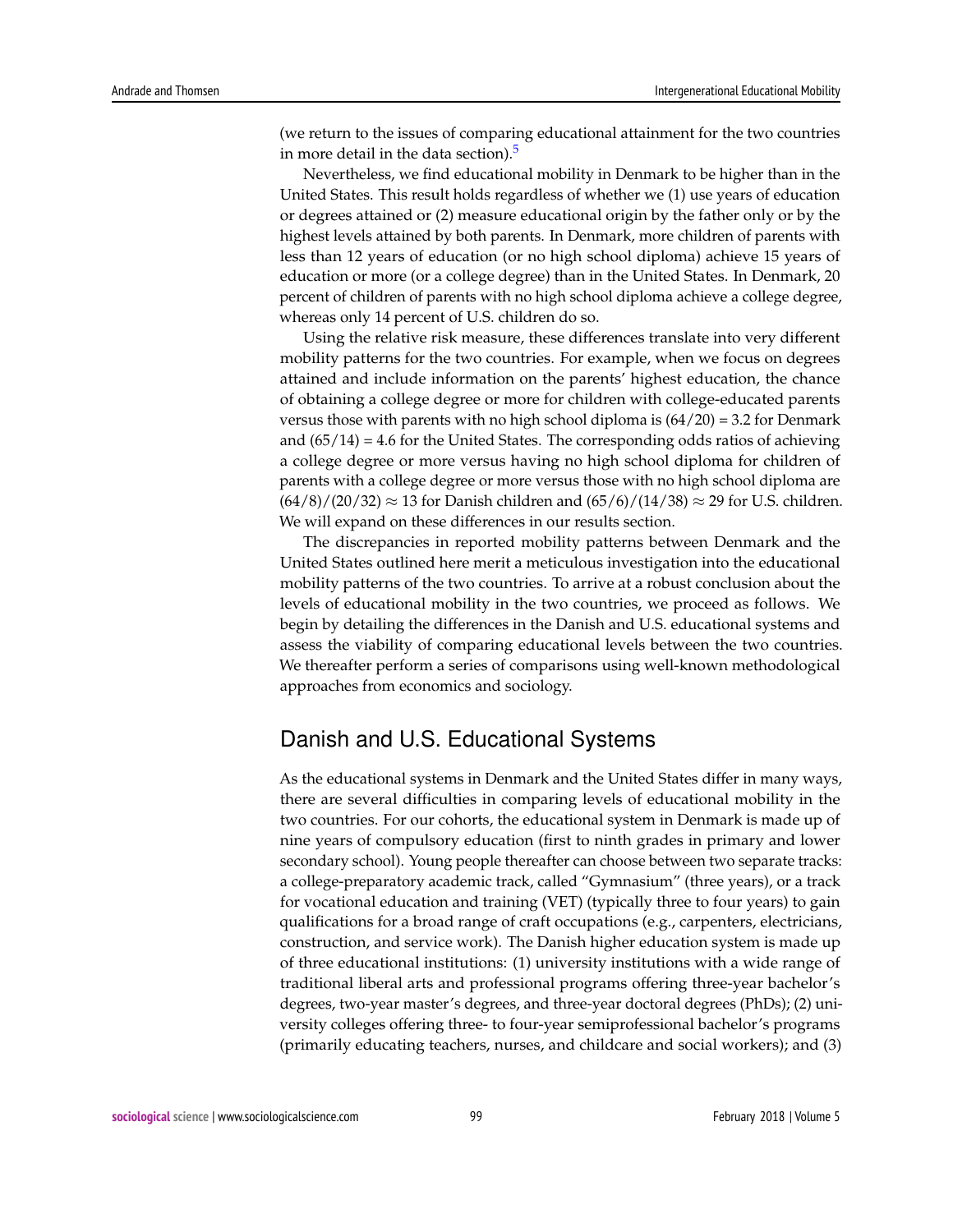(we return to the issues of comparing educational attainment for the two countries in more detail in the data section).[5]

Nevertheless, we find educational mobility in Denmark to be higher than in the United States. This result holds regardless of whether we (1) use years of education or degrees attained or (2) measure educational origin by the father only or by the highest levels attained by both parents. In Denmark, more children of parents with less than 12 years of education (or no high school diploma) achieve 15 years of education or more (or a college degree) than in the United States. In Denmark, 20 percent of children of parents with no high school diploma achieve a college degree, whereas only 14 percent of U.S. children do so.

Using the relative risk measure, these differences translate into very different mobility patterns for the two countries. For example, when we focus on degrees attained and include information on the parents' highest education, the chance of obtaining a college degree or more for children with college-educated parents versus those with parents with no high school diploma is $(64/20) = 3.2$ for Denmark and $(65/14) = 4.6$ for the United States. The corresponding odds ratios of achieving a college degree or more versus having no high school diploma for children of parents with a college degree or more versus those with no high school diploma are $(64/8)/(20/32) \approx 13$ for Danish children and $(65/6)/(14/38) \approx 29$ for U.S. children. We will expand on these differences in our results section.

The discrepancies in reported mobility patterns between Denmark and the United States outlined here merit a meticulous investigation into the educational mobility patterns of the two countries. To arrive at a robust conclusion about the levels of educational mobility in the two countries, we proceed as follows. We begin by detailing the differences in the Danish and U.S. educational systems and assess the viability of comparing educational levels between the two countries. We thereafter perform a series of comparisons using well-known methodological approaches from economics and sociology.

## Danish and U.S. Educational Systems

As the educational systems in Denmark and the United States differ in many ways, there are several difficulties in comparing levels of educational mobility in the two countries. For our cohorts, the educational system in Denmark is made up of nine years of compulsory education (first to ninth grades in primary and lower secondary school). Young people thereafter can choose between two separate tracks: a college-preparatory academic track, called "Gymnasium" (three years), or a track for vocational education and training (VET) (typically three to four years) to gain qualifications for a broad range of craft occupations (e.g., carpenters, electricians, construction, and service work). The Danish higher education system is made up of three educational institutions: (1) university institutions with a wide range of traditional liberal arts and professional programs offering three-year bachelor's degrees, two-year master's degrees, and three-year doctoral degrees (PhDs); (2) university colleges offering three- to four-year semiprofessional bachelor's programs (primarily educating teachers, nurses, and childcare and social workers); and (3)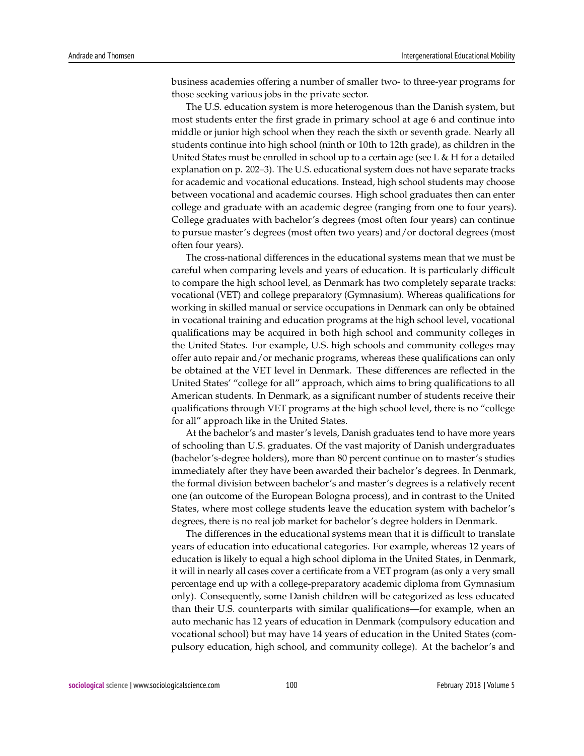business academies offering a number of smaller two- to three-year programs for those seeking various jobs in the private sector.

The U.S. education system is more heterogenous than the Danish system, but most students enter the first grade in primary school at age 6 and continue into middle or junior high school when they reach the sixth or seventh grade. Nearly all students continue into high school (ninth or 10th to 12th grade), as children in the United States must be enrolled in school up to a certain age (see L & H for a detailed explanation on p. 202–3). The U.S. educational system does not have separate tracks for academic and vocational educations. Instead, high school students may choose between vocational and academic courses. High school graduates then can enter college and graduate with an academic degree (ranging from one to four years). College graduates with bachelor's degrees (most often four years) can continue to pursue master's degrees (most often two years) and/or doctoral degrees (most often four years).

The cross-national differences in the educational systems mean that we must be careful when comparing levels and years of education. It is particularly difficult to compare the high school level, as Denmark has two completely separate tracks: vocational (VET) and college preparatory (Gymnasium). Whereas qualifications for working in skilled manual or service occupations in Denmark can only be obtained in vocational training and education programs at the high school level, vocational qualifications may be acquired in both high school and community colleges in the United States. For example, U.S. high schools and community colleges may offer auto repair and/or mechanic programs, whereas these qualifications can only be obtained at the VET level in Denmark. These differences are reflected in the United States' "college for all" approach, which aims to bring qualifications to all American students. In Denmark, as a significant number of students receive their qualifications through VET programs at the high school level, there is no "college for all" approach like in the United States.

At the bachelor's and master's levels, Danish graduates tend to have more years of schooling than U.S. graduates. Of the vast majority of Danish undergraduates (bachelor's-degree holders), more than 80 percent continue on to master's studies immediately after they have been awarded their bachelor's degrees. In Denmark, the formal division between bachelor's and master's degrees is a relatively recent one (an outcome of the European Bologna process), and in contrast to the United States, where most college students leave the education system with bachelor's degrees, there is no real job market for bachelor's degree holders in Denmark.

The differences in the educational systems mean that it is difficult to translate years of education into educational categories. For example, whereas 12 years of education is likely to equal a high school diploma in the United States, in Denmark, it will in nearly all cases cover a certificate from a VET program (as only a very small percentage end up with a college-preparatory academic diploma from Gymnasium only). Consequently, some Danish children will be categorized as less educated than their U.S. counterparts with similar qualifications—for example, when an auto mechanic has 12 years of education in Denmark (compulsory education and vocational school) but may have 14 years of education in the United States (compulsory education, high school, and community college). At the bachelor's and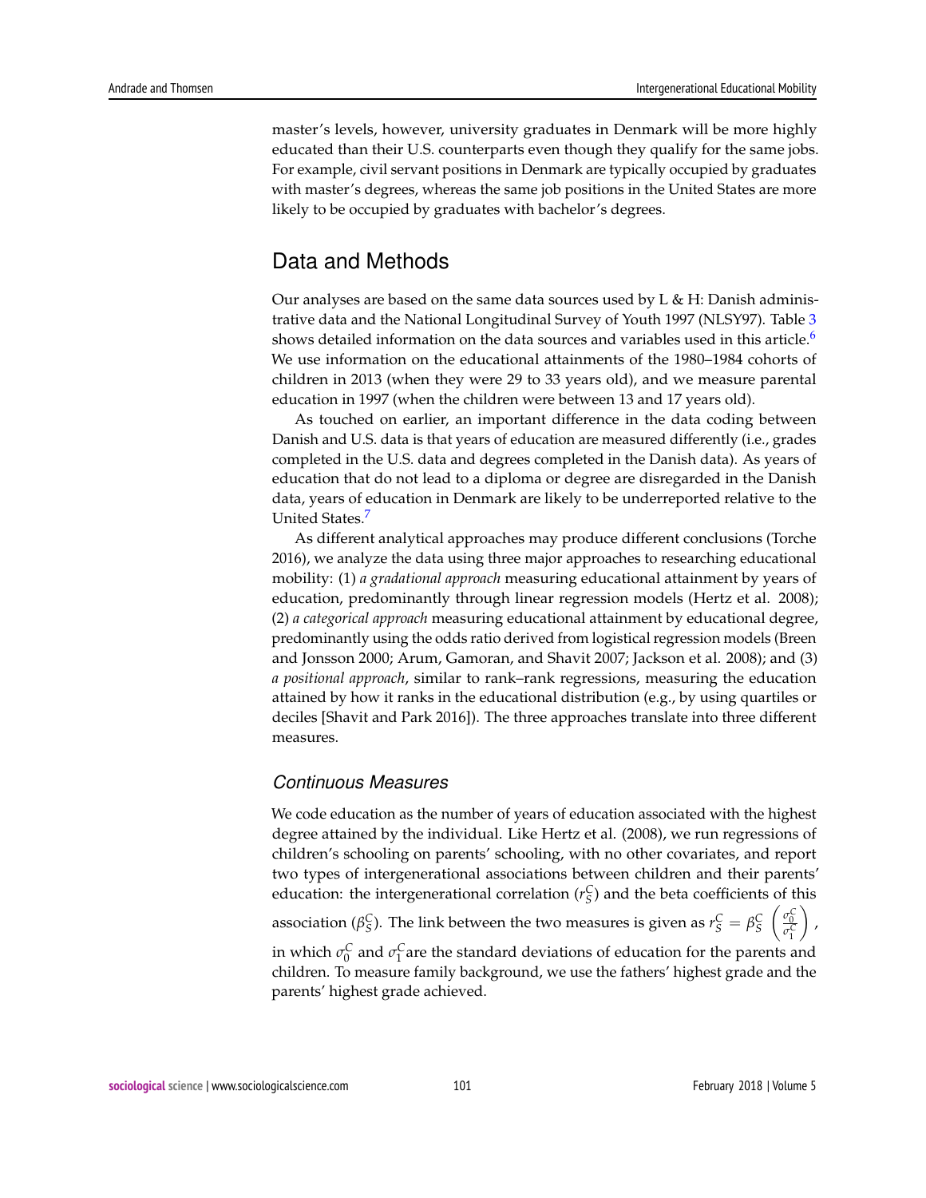master's levels, however, university graduates in Denmark will be more highly educated than their U.S. counterparts even though they qualify for the same jobs. For example, civil servant positions in Denmark are typically occupied by graduates with master's degrees, whereas the same job positions in the United States are more likely to be occupied by graduates with bachelor's degrees.

## Data and Methods

Our analyses are based on the same data sources used by L & H: Danish administrative data and the National Longitudinal Survey of Youth 1997 (NLSY97). Table 3 shows detailed information on the data sources and variables used in this article.[6] We use information on the educational attainments of the 1980–1984 cohorts of children in 2013 (when they were 29 to 33 years old), and we measure parental education in 1997 (when the children were between 13 and 17 years old).

As touched on earlier, an important difference in the data coding between Danish and U.S. data is that years of education are measured differently (i.e., grades completed in the U.S. data and degrees completed in the Danish data). As years of education that do not lead to a diploma or degree are disregarded in the Danish data, years of education in Denmark are likely to be underreported relative to the United States.[7]

As different analytical approaches may produce different conclusions (Torche 2016), we analyze the data using three major approaches to researching educational mobility: (1) *a gradational approach* measuring educational attainment by years of education, predominantly through linear regression models (Hertz et al. 2008); (2) *a categorical approach* measuring educational attainment by educational degree, predominantly using the odds ratio derived from logistical regression models (Breen and Jonsson 2000; Arum, Gamoran, and Shavit 2007; Jackson et al. 2008); and (3) *a positional approach*, similar to rank–rank regressions, measuring the education attained by how it ranks in the educational distribution (e.g., by using quartiles or deciles [Shavit and Park 2016]). The three approaches translate into three different measures.

### Continuous Measures

We code education as the number of years of education associated with the highest degree attained by the individual. Like Hertz et al. (2008), we run regressions of children's schooling on parents' schooling, with no other covariates, and report two types of intergenerational associations between children and their parents' education: the intergenerational correlation ($r_S^C$) and the beta coefficients of this association ($\beta_S^C$). The link between the two measures is given as $r_S^C = \beta_S^C \left( \frac{\sigma_0^C}{\sigma_1^C} \right)$, in which $\sigma_0^C$ and $\sigma_1^C$ are the standard deviations of education for the parents and children. To measure family background, we use the fathers' highest grade and the parents' highest grade achieved.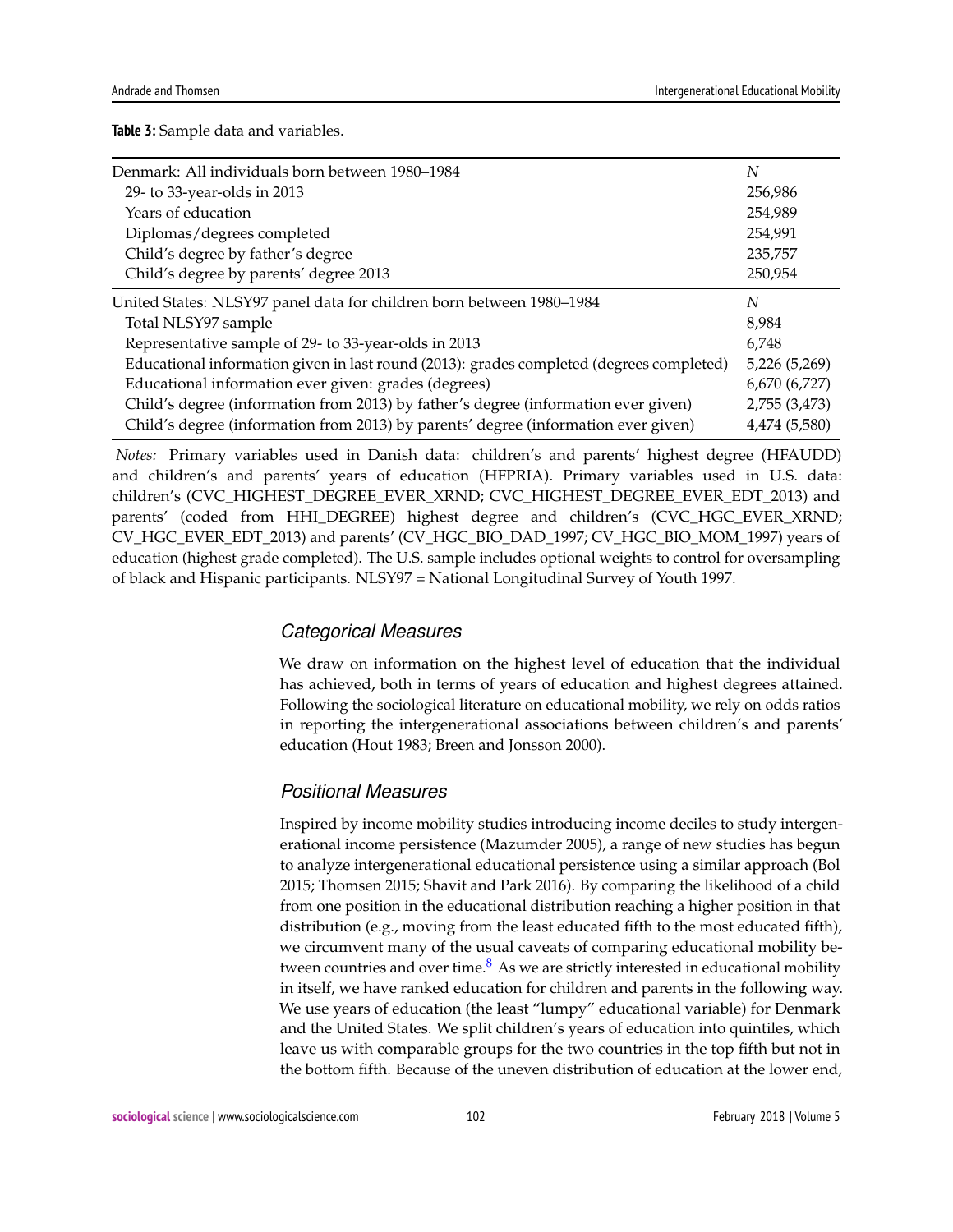**Table 3:** Sample data and variables.

| Denmark: All individuals born between 1980–1984 | *N* |
|---|---|
| 29- to 33-year-olds in 2013 | 256,986 |
| Years of education | 254,989 |
| Diplomas/degrees completed | 254,991 |
| Child's degree by father's degree | 235,757 |
| Child's degree by parents' degree 2013 | 250,954 |
| **United States: NLSY97 panel data for children born between 1980–1984** | ***N*** |
| Total NLSY97 sample | 8,984 |
| Representative sample of 29- to 33-year-olds in 2013 | 6,748 |
| Educational information given in last round (2013): grades completed (degrees completed) | 5,226 (5,269) |
| Educational information ever given: grades (degrees) | 6,670 (6,727) |
| Child's degree (information from 2013) by father's degree (information ever given) | 2,755 (3,473) |
| Child's degree (information from 2013) by parents' degree (information ever given) | 4,474 (5,580) |

*Notes:* Primary variables used in Danish data: children's and parents' highest degree (HFAUDD) and children's and parents' years of education (HFPRIA). Primary variables used in U.S. data: children's (CVC_HIGHEST_DEGREE_EVER_XRND; CVC_HIGHEST_DEGREE_EVER_EDT_2013) and parents' (coded from HHI_DEGREE) highest degree and children's (CVC_HGC_EVER_XRND; CV_HGC_EVER_EDT_2013) and parents' (CV_HGC_BIO_DAD_1997; CV_HGC_BIO_MOM_1997) years of education (highest grade completed). The U.S. sample includes optional weights to control for oversampling of black and Hispanic participants. NLSY97 = National Longitudinal Survey of Youth 1997.

### Categorical Measures

We draw on information on the highest level of education that the individual has achieved, both in terms of years of education and highest degrees attained. Following the sociological literature on educational mobility, we rely on odds ratios in reporting the intergenerational associations between children's and parents' education (Hout 1983; Breen and Jonsson 2000).

### Positional Measures

Inspired by income mobility studies introducing income deciles to study intergenerational income persistence (Mazumder 2005), a range of new studies has begun to analyze intergenerational educational persistence using a similar approach (Bol 2015; Thomsen 2015; Shavit and Park 2016). By comparing the likelihood of a child from one position in the educational distribution reaching a higher position in that distribution (e.g., moving from the least educated fifth to the most educated fifth), we circumvent many of the usual caveats of comparing educational mobility between countries and over time.[8] As we are strictly interested in educational mobility in itself, we have ranked education for children and parents in the following way. We use years of education (the least "lumpy" educational variable) for Denmark and the United States. We split children's years of education into quintiles, which leave us with comparable groups for the two countries in the top fifth but not in the bottom fifth. Because of the uneven distribution of education at the lower end,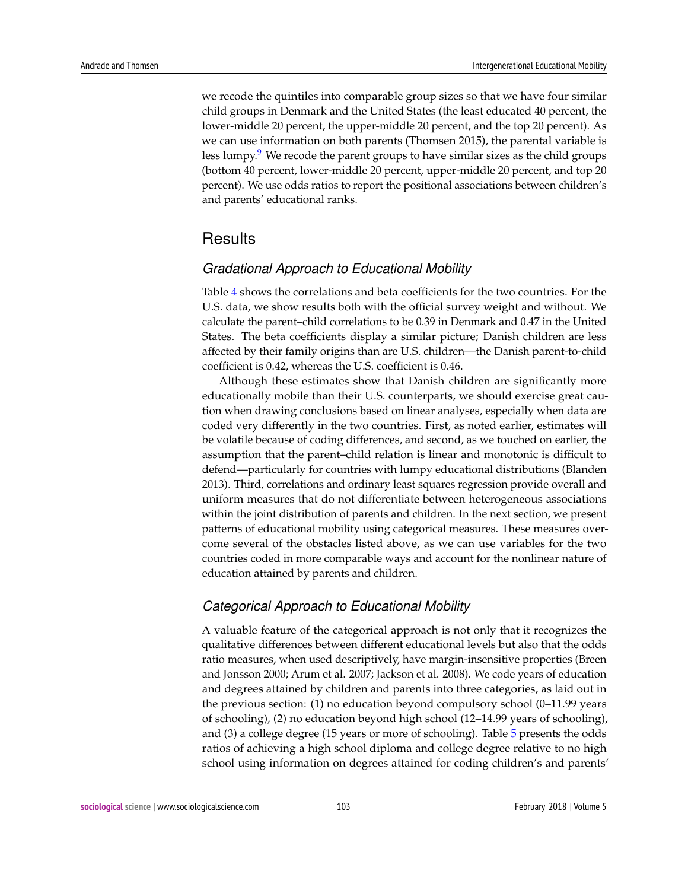we recode the quintiles into comparable group sizes so that we have four similar child groups in Denmark and the United States (the least educated 40 percent, the lower-middle 20 percent, the upper-middle 20 percent, and the top 20 percent). As we can use information on both parents (Thomsen 2015), the parental variable is less lumpy.[9] We recode the parent groups to have similar sizes as the child groups (bottom 40 percent, lower-middle 20 percent, upper-middle 20 percent, and top 20 percent). We use odds ratios to report the positional associations between children's and parents' educational ranks.

## Results

### *Gradational Approach to Educational Mobility*

Table 4 shows the correlations and beta coefficients for the two countries. For the U.S. data, we show results both with the official survey weight and without. We calculate the parent–child correlations to be 0.39 in Denmark and 0.47 in the United States. The beta coefficients display a similar picture; Danish children are less affected by their family origins than are U.S. children—the Danish parent-to-child coefficient is 0.42, whereas the U.S. coefficient is 0.46.

Although these estimates show that Danish children are significantly more educationally mobile than their U.S. counterparts, we should exercise great caution when drawing conclusions based on linear analyses, especially when data are coded very differently in the two countries. First, as noted earlier, estimates will be volatile because of coding differences, and second, as we touched on earlier, the assumption that the parent–child relation is linear and monotonic is difficult to defend—particularly for countries with lumpy educational distributions (Blanden 2013). Third, correlations and ordinary least squares regression provide overall and uniform measures that do not differentiate between heterogeneous associations within the joint distribution of parents and children. In the next section, we present patterns of educational mobility using categorical measures. These measures overcome several of the obstacles listed above, as we can use variables for the two countries coded in more comparable ways and account for the nonlinear nature of education attained by parents and children.

### *Categorical Approach to Educational Mobility*

A valuable feature of the categorical approach is not only that it recognizes the qualitative differences between different educational levels but also that the odds ratio measures, when used descriptively, have margin-insensitive properties (Breen and Jonsson 2000; Arum et al. 2007; Jackson et al. 2008). We code years of education and degrees attained by children and parents into three categories, as laid out in the previous section: (1) no education beyond compulsory school (0–11.99 years of schooling), (2) no education beyond high school (12–14.99 years of schooling), and (3) a college degree (15 years or more of schooling). Table 5 presents the odds ratios of achieving a high school diploma and college degree relative to no high school using information on degrees attained for coding children's and parents'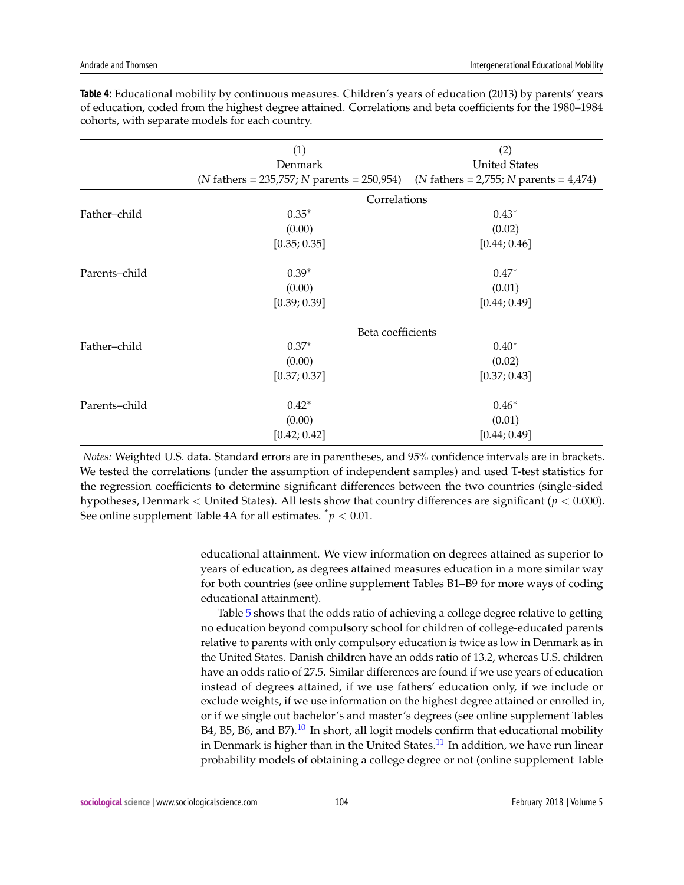**Table 4:** Educational mobility by continuous measures. Children's years of education (2013) by parents' years of education, coded from the highest degree attained. Correlations and beta coefficients for the 1980–1984 cohorts, with separate models for each country.

| | (1) Denmark ($N$ fathers = 235,757; $N$ parents = 250,954) | (2) United States ($N$ fathers = 2,755; $N$ parents = 4,474) |
|---|---|---|
| | Correlations | |
| Father–child | 0.35* | 0.43* |
| | (0.00) | (0.02) |
| | [0.35; 0.35] | [0.44; 0.46] |
| Parents–child | 0.39* | 0.47* |
| | (0.00) | (0.01) |
| | [0.39; 0.39] | [0.44; 0.49] |
| | Beta coefficients | |
| Father–child | 0.37* | 0.40* |
| | (0.00) | (0.02) |
| | [0.37; 0.37] | [0.37; 0.43] |
| Parents–child | 0.42* | 0.46* |
| | (0.00) | (0.01) |
| | [0.42; 0.42] | [0.44; 0.49] |

*Notes:* Weighted U.S. data. Standard errors are in parentheses, and 95% confidence intervals are in brackets. We tested the correlations (under the assumption of independent samples) and used T-test statistics for the regression coefficients to determine significant differences between the two countries (single-sided hypotheses, Denmark < United States). All tests show that country differences are significant ($p < 0.000$). See online supplement Table 4A for all estimates. * $p < 0.01$.

educational attainment. We view information on degrees attained as superior to years of education, as degrees attained measures education in a more similar way for both countries (see online supplement Tables B1–B9 for more ways of coding educational attainment).

Table 5 shows that the odds ratio of achieving a college degree relative to getting no education beyond compulsory school for children of college-educated parents relative to parents with only compulsory education is twice as low in Denmark as in the United States. Danish children have an odds ratio of 13.2, whereas U.S. children have an odds ratio of 27.5. Similar differences are found if we use years of education instead of degrees attained, if we use fathers' education only, if we include or exclude weights, if we use information on the highest degree attained or enrolled in, or if we single out bachelor's and master's degrees (see online supplement Tables B4, B5, B6, and B7).[10] In short, all logit models confirm that educational mobility in Denmark is higher than in the United States.[11] In addition, we have run linear probability models of obtaining a college degree or not (online supplement Table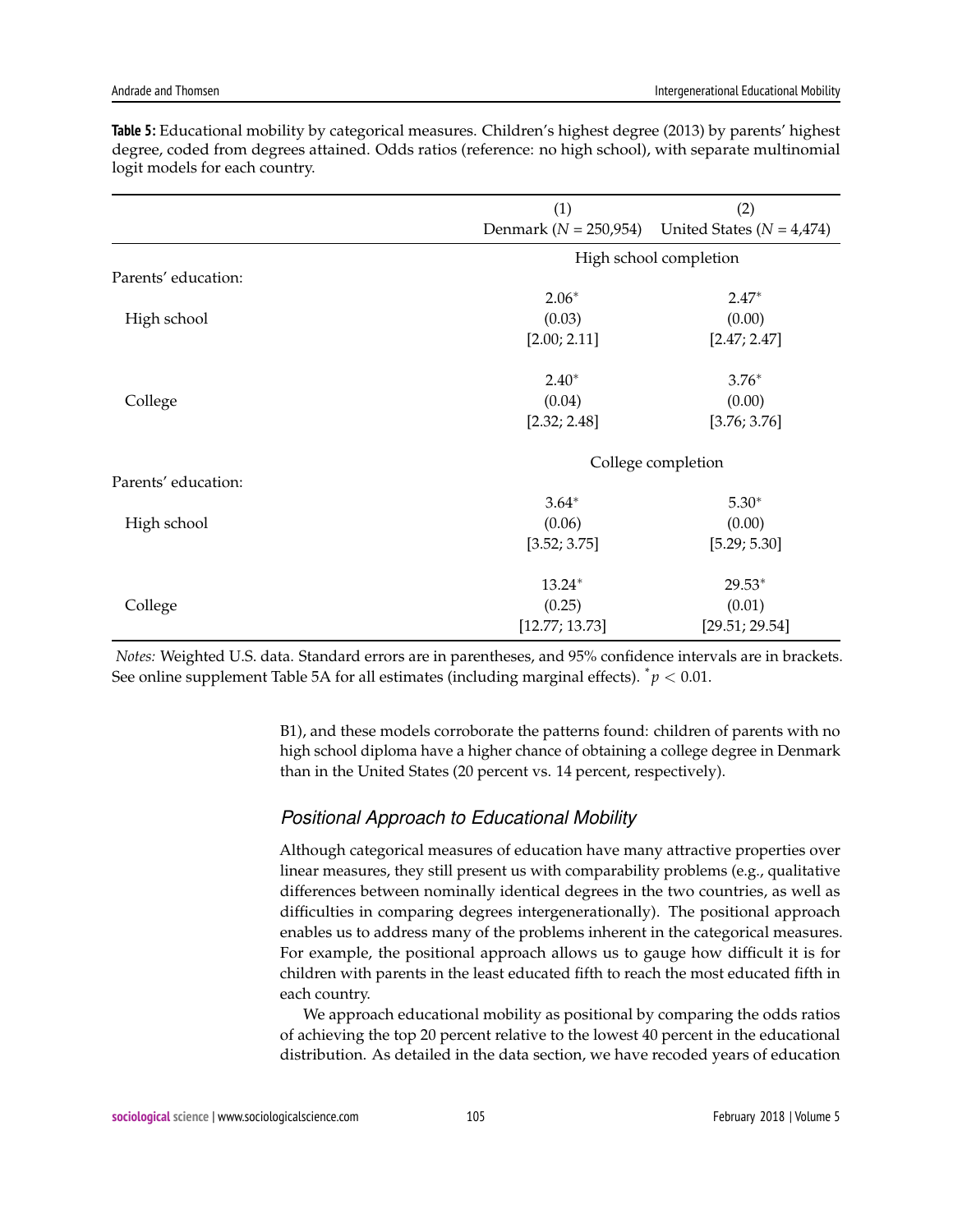**Table 5:** Educational mobility by categorical measures. Children's highest degree (2013) by parents' highest degree, coded from degrees attained. Odds ratios (reference: no high school), with separate multinomial logit models for each country.

| | (1) Denmark ($N$ = 250,954) | (2) United States ($N$ = 4,474) |
|---|---|---|
| | High school completion | |
| Parents' education: | | |
| High school | $2.06^{*}$ | $2.47^{*}$ |
| | (0.03) | (0.00) |
| | [2.00; 2.11] | [2.47; 2.47] |
| College | $2.40^{*}$ | $3.76^{*}$ |
| | (0.04) | (0.00) |
| | [2.32; 2.48] | [3.76; 3.76] |
| | College completion | |
| Parents' education: | | |
| High school | $3.64^{*}$ | $5.30^{*}$ |
| | (0.06) | (0.00) |
| | [3.52; 3.75] | [5.29; 5.30] |
| College | $13.24^{*}$ | $29.53^{*}$ |
| | (0.25) | (0.01) |
| | [12.77; 13.73] | [29.51; 29.54] |

*Notes:* Weighted U.S. data. Standard errors are in parentheses, and 95% confidence intervals are in brackets. See online supplement Table 5A for all estimates (including marginal effects). $^{*}p < 0.01$.

B1), and these models corroborate the patterns found: children of parents with no high school diploma have a higher chance of obtaining a college degree in Denmark than in the United States (20 percent vs. 14 percent, respectively).

## *Positional Approach to Educational Mobility*

Although categorical measures of education have many attractive properties over linear measures, they still present us with comparability problems (e.g., qualitative differences between nominally identical degrees in the two countries, as well as difficulties in comparing degrees intergenerationally). The positional approach enables us to address many of the problems inherent in the categorical measures. For example, the positional approach allows us to gauge how difficult it is for children with parents in the least educated fifth to reach the most educated fifth in each country.

We approach educational mobility as positional by comparing the odds ratios of achieving the top 20 percent relative to the lowest 40 percent in the educational distribution. As detailed in the data section, we have recoded years of education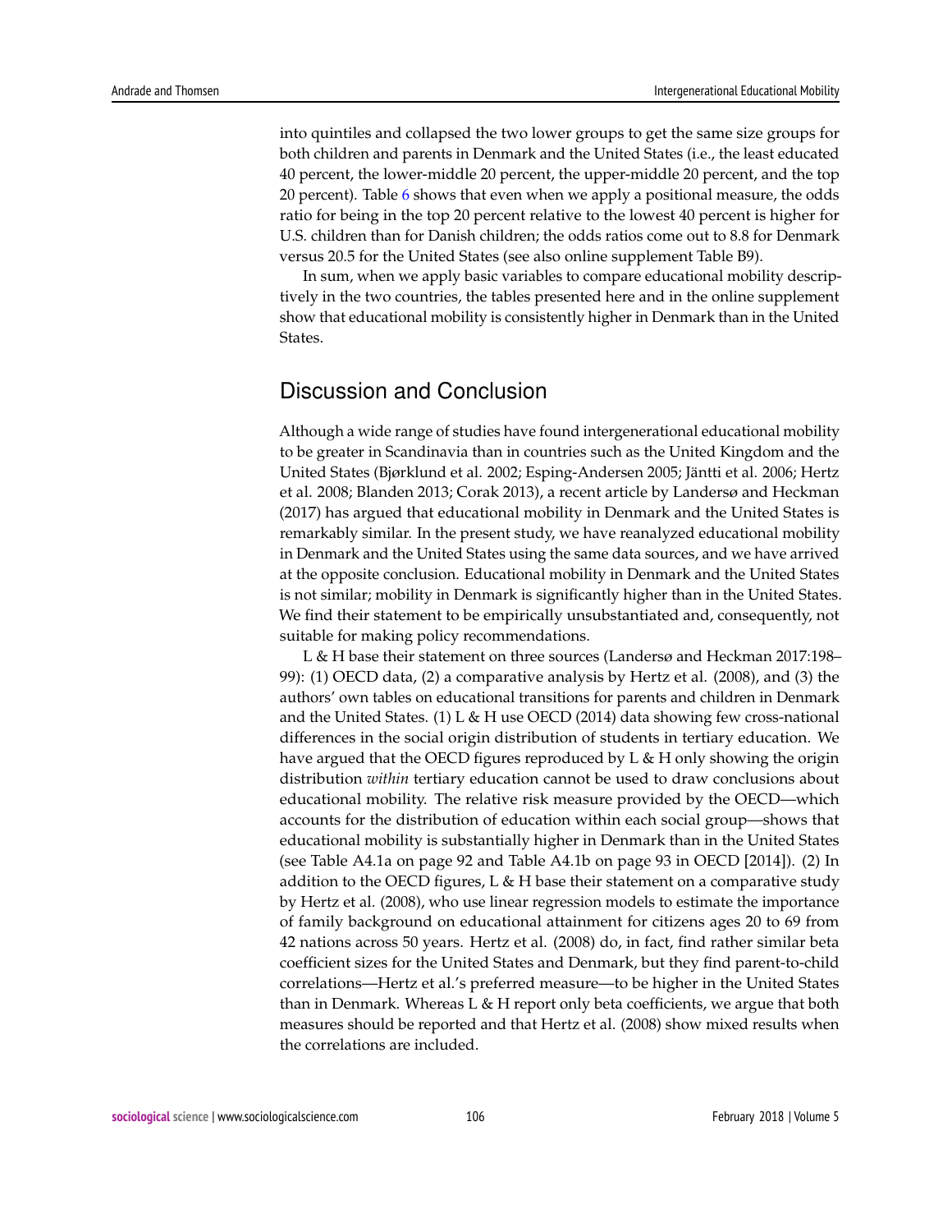into quintiles and collapsed the two lower groups to get the same size groups for both children and parents in Denmark and the United States (i.e., the least educated 40 percent, the lower-middle 20 percent, the upper-middle 20 percent, and the top 20 percent). Table 6 shows that even when we apply a positional measure, the odds ratio for being in the top 20 percent relative to the lowest 40 percent is higher for U.S. children than for Danish children; the odds ratios come out to 8.8 for Denmark versus 20.5 for the United States (see also online supplement Table B9).

In sum, when we apply basic variables to compare educational mobility descriptively in the two countries, the tables presented here and in the online supplement show that educational mobility is consistently higher in Denmark than in the United States.

## Discussion and Conclusion

Although a wide range of studies have found intergenerational educational mobility to be greater in Scandinavia than in countries such as the United Kingdom and the United States (Bjørklund et al. 2002; Esping-Andersen 2005; Jäntti et al. 2006; Hertz et al. 2008; Blanden 2013; Corak 2013), a recent article by Landersø and Heckman (2017) has argued that educational mobility in Denmark and the United States is remarkably similar. In the present study, we have reanalyzed educational mobility in Denmark and the United States using the same data sources, and we have arrived at the opposite conclusion. Educational mobility in Denmark and the United States is not similar; mobility in Denmark is significantly higher than in the United States. We find their statement to be empirically unsubstantiated and, consequently, not suitable for making policy recommendations.

L & H base their statement on three sources (Landersø and Heckman 2017:198–99): (1) OECD data, (2) a comparative analysis by Hertz et al. (2008), and (3) the authors' own tables on educational transitions for parents and children in Denmark and the United States. (1) L & H use OECD (2014) data showing few cross-national differences in the social origin distribution of students in tertiary education. We have argued that the OECD figures reproduced by L & H only showing the origin distribution *within* tertiary education cannot be used to draw conclusions about educational mobility. The relative risk measure provided by the OECD—which accounts for the distribution of education within each social group—shows that educational mobility is substantially higher in Denmark than in the United States (see Table A4.1a on page 92 and Table A4.1b on page 93 in OECD [2014]). (2) In addition to the OECD figures, L & H base their statement on a comparative study by Hertz et al. (2008), who use linear regression models to estimate the importance of family background on educational attainment for citizens ages 20 to 69 from 42 nations across 50 years. Hertz et al. (2008) do, in fact, find rather similar beta coefficient sizes for the United States and Denmark, but they find parent-to-child correlations—Hertz et al.'s preferred measure—to be higher in the United States than in Denmark. Whereas L & H report only beta coefficients, we argue that both measures should be reported and that Hertz et al. (2008) show mixed results when the correlations are included.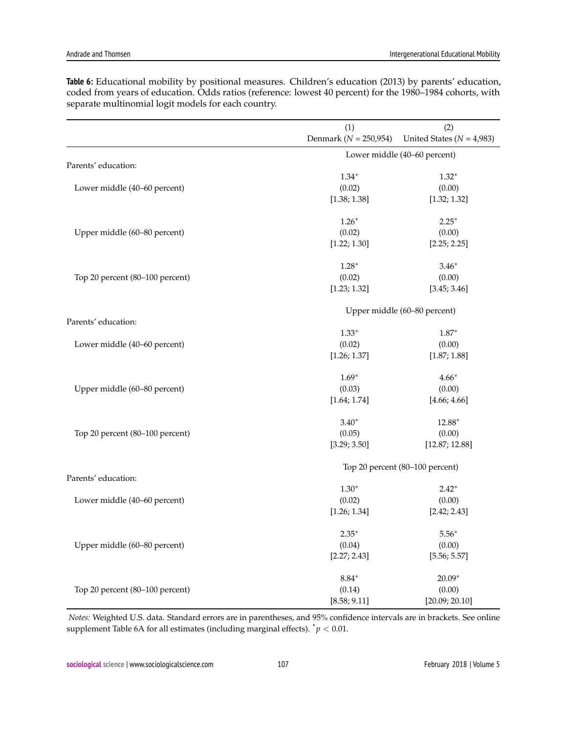**Table 6:** Educational mobility by positional measures. Children's education (2013) by parents' education, coded from years of education. Odds ratios (reference: lowest 40 percent) for the 1980–1984 cohorts, with separate multinomial logit models for each country.

| | (1) Denmark ($N$ = 250,954) | (2) United States ($N$ = 4,983) |
|---|---|---|
| | **Lower middle (40–60 percent)** | |
| Parents' education: | | |
| Lower middle (40–60 percent) | 1.34* | 1.32* |
| | (0.02) | (0.00) |
| | [1.38; 1.38] | [1.32; 1.32] |
| Upper middle (60–80 percent) | 1.26* | 2.25* |
| | (0.02) | (0.00) |
| | [1.22; 1.30] | [2.25; 2.25] |
| Top 20 percent (80–100 percent) | 1.28* | 3.46* |
| | (0.02) | (0.00) |
| | [1.23; 1.32] | [3.45; 3.46] |
| | **Upper middle (60–80 percent)** | |
| Parents' education: | | |
| Lower middle (40–60 percent) | 1.33* | 1.87* |
| | (0.02) | (0.00) |
| | [1.26; 1.37] | [1.87; 1.88] |
| Upper middle (60–80 percent) | 1.69* | 4.66* |
| | (0.03) | (0.00) |
| | [1.64; 1.74] | [4.66; 4.66] |
| Top 20 percent (80–100 percent) | 3.40* | 12.88* |
| | (0.05) | (0.00) |
| | [3.29; 3.50] | [12.87; 12.88] |
| | **Top 20 percent (80–100 percent)** | |
| Parents' education: | | |
| Lower middle (40–60 percent) | 1.30* | 2.42* |
| | (0.02) | (0.00) |
| | [1.26; 1.34] | [2.42; 2.43] |
| Upper middle (60–80 percent) | 2.35* | 5.56* |
| | (0.04) | (0.00) |
| | [2.27; 2.43] | [5.56; 5.57] |
| Top 20 percent (80–100 percent) | 8.84* | 20.09* |
| | (0.14) | (0.00) |
| | [8.58; 9.11] | [20.09; 20.10] |

*Notes:* Weighted U.S. data. Standard errors are in parentheses, and 95% confidence intervals are in brackets. See online supplement Table 6A for all estimates (including marginal effects). *$p < 0.01$.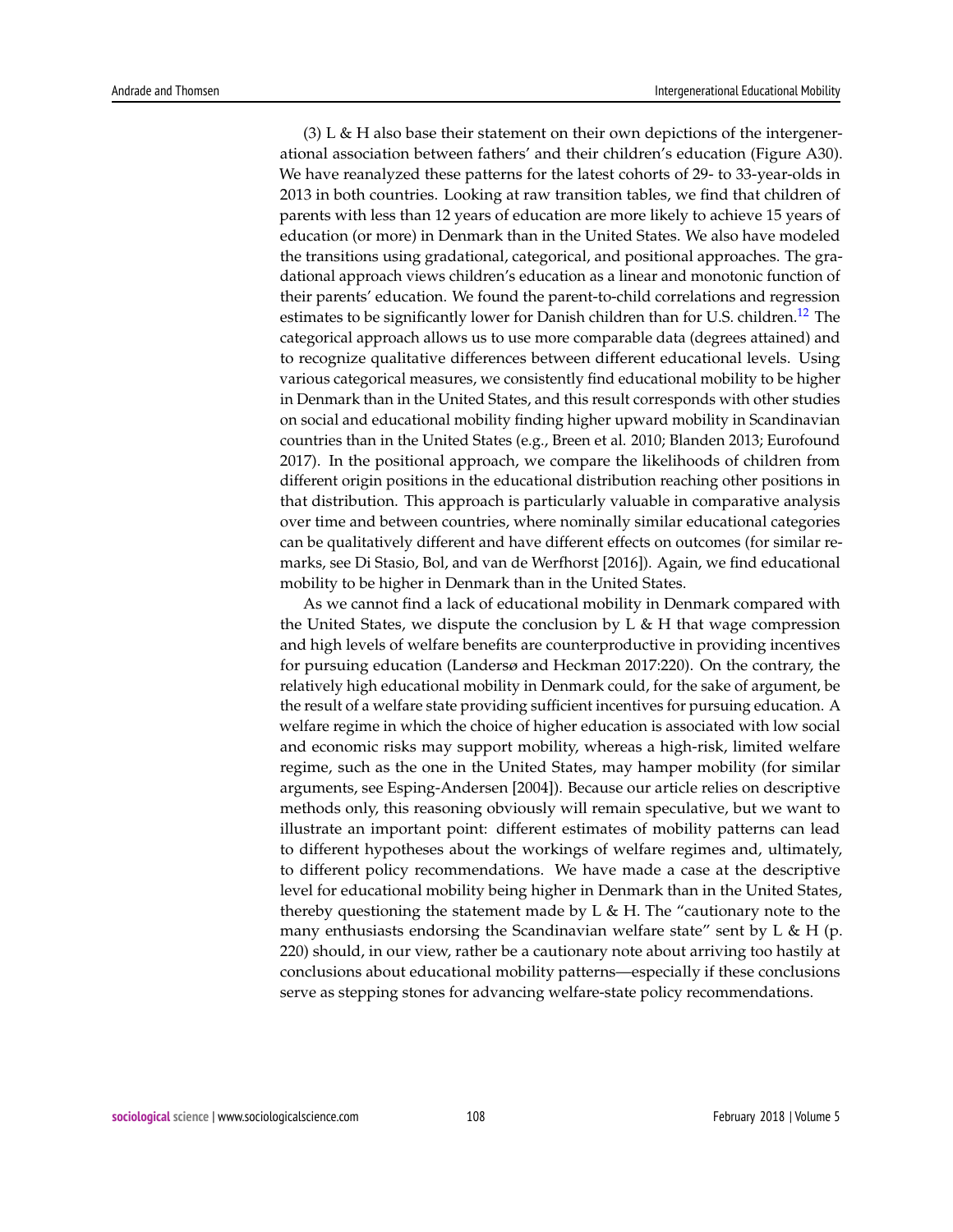(3) L & H also base their statement on their own depictions of the intergenerational association between fathers' and their children's education (Figure A30). We have reanalyzed these patterns for the latest cohorts of 29- to 33-year-olds in 2013 in both countries. Looking at raw transition tables, we find that children of parents with less than 12 years of education are more likely to achieve 15 years of education (or more) in Denmark than in the United States. We also have modeled the transitions using gradational, categorical, and positional approaches. The gradational approach views children's education as a linear and monotonic function of their parents' education. We found the parent-to-child correlations and regression estimates to be significantly lower for Danish children than for U.S. children.[12] The categorical approach allows us to use more comparable data (degrees attained) and to recognize qualitative differences between different educational levels. Using various categorical measures, we consistently find educational mobility to be higher in Denmark than in the United States, and this result corresponds with other studies on social and educational mobility finding higher upward mobility in Scandinavian countries than in the United States (e.g., Breen et al. 2010; Blanden 2013; Eurofound 2017). In the positional approach, we compare the likelihoods of children from different origin positions in the educational distribution reaching other positions in that distribution. This approach is particularly valuable in comparative analysis over time and between countries, where nominally similar educational categories can be qualitatively different and have different effects on outcomes (for similar remarks, see Di Stasio, Bol, and van de Werfhorst [2016]). Again, we find educational mobility to be higher in Denmark than in the United States.

As we cannot find a lack of educational mobility in Denmark compared with the United States, we dispute the conclusion by L & H that wage compression and high levels of welfare benefits are counterproductive in providing incentives for pursuing education (Landersø and Heckman 2017:220). On the contrary, the relatively high educational mobility in Denmark could, for the sake of argument, be the result of a welfare state providing sufficient incentives for pursuing education. A welfare regime in which the choice of higher education is associated with low social and economic risks may support mobility, whereas a high-risk, limited welfare regime, such as the one in the United States, may hamper mobility (for similar arguments, see Esping-Andersen [2004]). Because our article relies on descriptive methods only, this reasoning obviously will remain speculative, but we want to illustrate an important point: different estimates of mobility patterns can lead to different hypotheses about the workings of welfare regimes and, ultimately, to different policy recommendations. We have made a case at the descriptive level for educational mobility being higher in Denmark than in the United States, thereby questioning the statement made by L & H. The "cautionary note to the many enthusiasts endorsing the Scandinavian welfare state" sent by L & H (p. 220) should, in our view, rather be a cautionary note about arriving too hastily at conclusions about educational mobility patterns—especially if these conclusions serve as stepping stones for advancing welfare-state policy recommendations.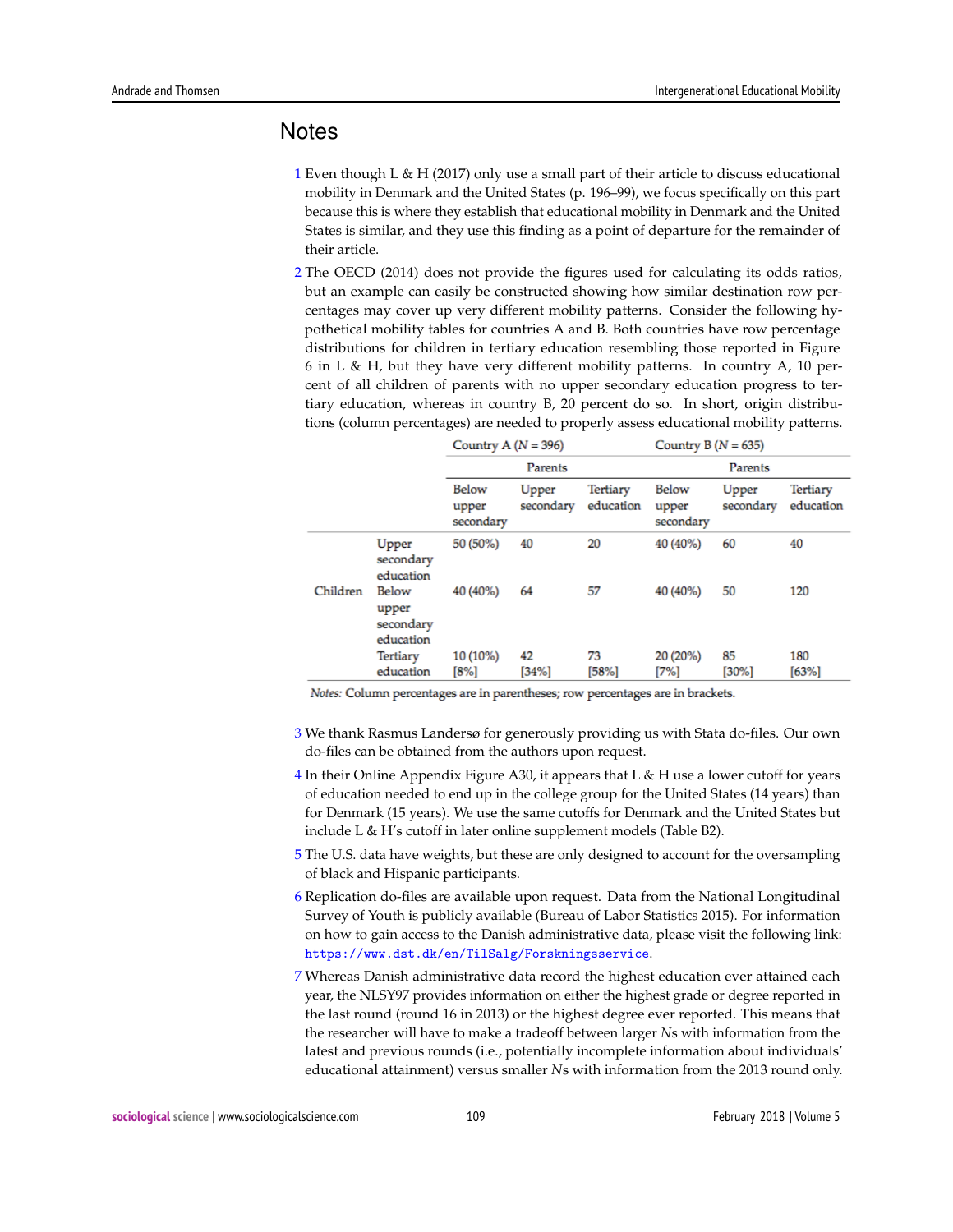# Notes

1 Even though L & H (2017) only use a small part of their article to discuss educational mobility in Denmark and the United States (p. 196–99), we focus specifically on this part because this is where they establish that educational mobility in Denmark and the United States is similar, and they use this finding as a point of departure for the remainder of their article.

2 The OECD (2014) does not provide the figures used for calculating its odds ratios, but an example can easily be constructed showing how similar destination row percentages may cover up very different mobility patterns. Consider the following hypothetical mobility tables for countries A and B. Both countries have row percentage distributions for children in tertiary education resembling those reported in Figure 6 in L & H, but they have very different mobility patterns. In country A, 10 percent of all children of parents with no upper secondary education progress to tertiary education, whereas in country B, 20 percent do so. In short, origin distributions (column percentages) are needed to properly assess educational mobility patterns.

| | | Country A ($N$ = 396) | | | Country B ($N$ = 635) | | |
|---|---|---|---|---|---|---|---|
| | | Parents | | | Parents | | |
| | | Below upper secondary | Upper secondary | Tertiary education | Below upper secondary | Upper secondary | Tertiary education |
| Children | Upper secondary education | 50 (50%) | 40 | 20 | 40 (40%) | 60 | 40 |
| | Below upper secondary education | 40 (40%) | 64 | 57 | 40 (40%) | 50 | 120 |
| | Tertiary education | 10 (10%) [8%] | 42 [34%] | 73 [58%] | 20 (20%) [7%] | 85 [30%] | 180 [63%] |

*Notes:* Column percentages are in parentheses; row percentages are in brackets.

3 We thank Rasmus Landersø for generously providing us with Stata do-files. Our own do-files can be obtained from the authors upon request.

4 In their Online Appendix Figure A30, it appears that L & H use a lower cutoff for years of education needed to end up in the college group for the United States (14 years) than for Denmark (15 years). We use the same cutoffs for Denmark and the United States but include L & H's cutoff in later online supplement models (Table B2).

5 The U.S. data have weights, but these are only designed to account for the oversampling of black and Hispanic participants.

6 Replication do-files are available upon request. Data from the National Longitudinal Survey of Youth is publicly available (Bureau of Labor Statistics 2015). For information on how to gain access to the Danish administrative data, please visit the following link: https://www.dst.dk/en/TilSalg/Forskningsservice.

7 Whereas Danish administrative data record the highest education ever attained each year, the NLSY97 provides information on either the highest grade or degree reported in the last round (round 16 in 2013) or the highest degree ever reported. This means that the researcher will have to make a tradeoff between larger $N$s with information from the latest and previous rounds (i.e., potentially incomplete information about individuals' educational attainment) versus smaller $N$s with information from the 2013 round only.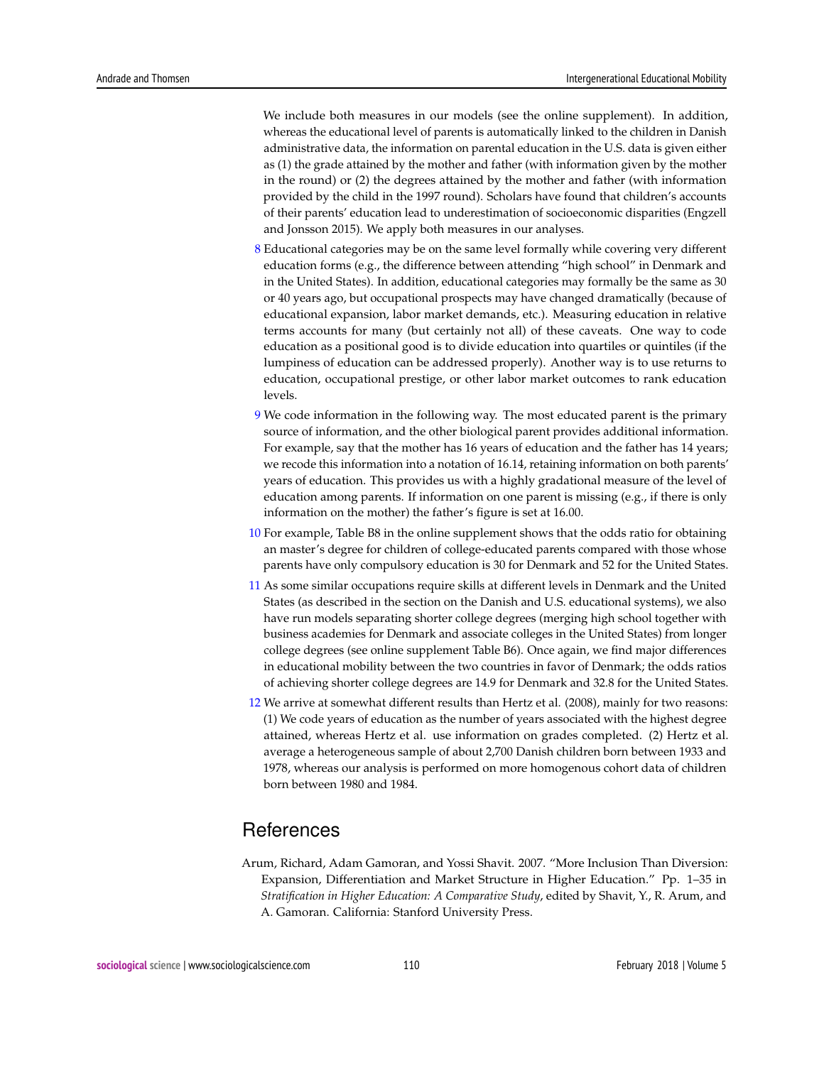We include both measures in our models (see the online supplement). In addition, whereas the educational level of parents is automatically linked to the children in Danish administrative data, the information on parental education in the U.S. data is given either as (1) the grade attained by the mother and father (with information given by the mother in the round) or (2) the degrees attained by the mother and father (with information provided by the child in the 1997 round). Scholars have found that children's accounts of their parents' education lead to underestimation of socioeconomic disparities (Engzell and Jonsson 2015). We apply both measures in our analyses.

8 Educational categories may be on the same level formally while covering very different education forms (e.g., the difference between attending "high school" in Denmark and in the United States). In addition, educational categories may formally be the same as 30 or 40 years ago, but occupational prospects may have changed dramatically (because of educational expansion, labor market demands, etc.). Measuring education in relative terms accounts for many (but certainly not all) of these caveats. One way to code education as a positional good is to divide education into quartiles or quintiles (if the lumpiness of education can be addressed properly). Another way is to use returns to education, occupational prestige, or other labor market outcomes to rank education levels.

9 We code information in the following way. The most educated parent is the primary source of information, and the other biological parent provides additional information. For example, say that the mother has 16 years of education and the father has 14 years; we recode this information into a notation of 16.14, retaining information on both parents' years of education. This provides us with a highly gradational measure of the level of education among parents. If information on one parent is missing (e.g., if there is only information on the mother) the father's figure is set at 16.00.

10 For example, Table B8 in the online supplement shows that the odds ratio for obtaining an master's degree for children of college-educated parents compared with those whose parents have only compulsory education is 30 for Denmark and 52 for the United States.

11 As some similar occupations require skills at different levels in Denmark and the United States (as described in the section on the Danish and U.S. educational systems), we also have run models separating shorter college degrees (merging high school together with business academies for Denmark and associate colleges in the United States) from longer college degrees (see online supplement Table B6). Once again, we find major differences in educational mobility between the two countries in favor of Denmark; the odds ratios of achieving shorter college degrees are 14.9 for Denmark and 32.8 for the United States.

12 We arrive at somewhat different results than Hertz et al. (2008), mainly for two reasons: (1) We code years of education as the number of years associated with the highest degree attained, whereas Hertz et al. use information on grades completed. (2) Hertz et al. average a heterogeneous sample of about 2,700 Danish children born between 1933 and 1978, whereas our analysis is performed on more homogenous cohort data of children born between 1980 and 1984.

# References

Arum, Richard, Adam Gamoran, and Yossi Shavit. 2007. "More Inclusion Than Diversion: Expansion, Differentiation and Market Structure in Higher Education." Pp. 1–35 in *Stratification in Higher Education: A Comparative Study*, edited by Shavit, Y., R. Arum, and A. Gamoran. California: Stanford University Press.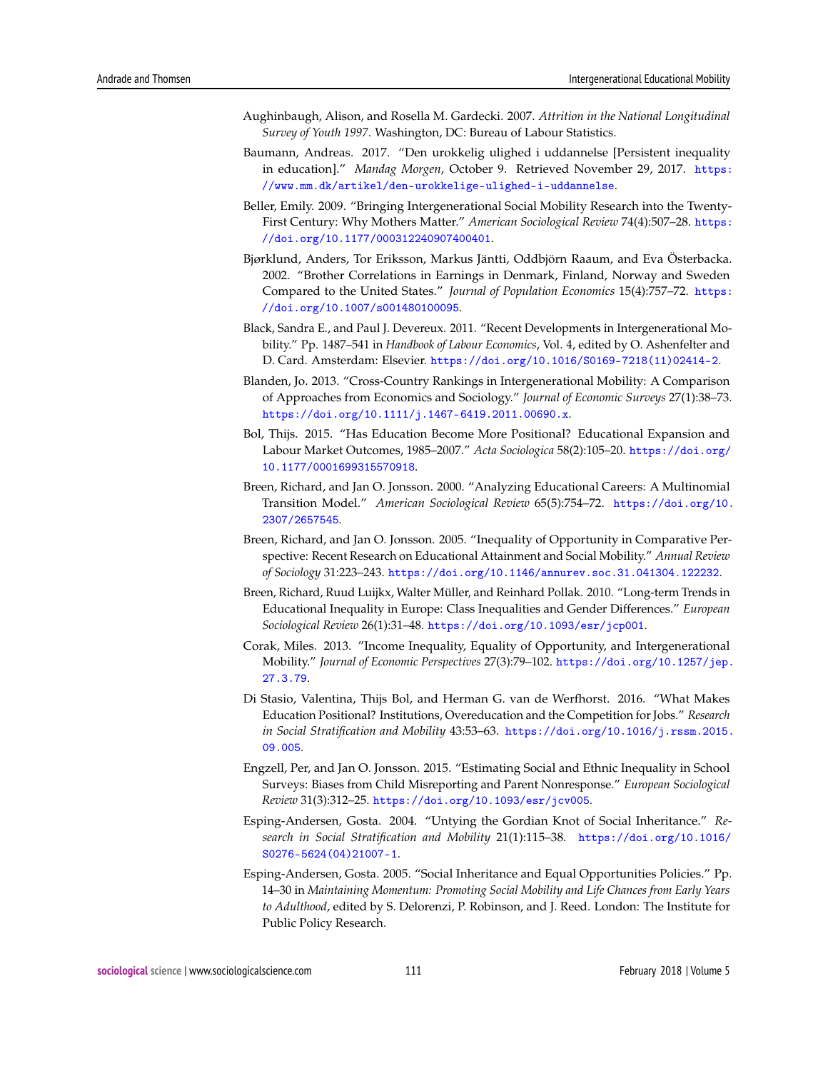Aughinbaugh, Alison, and Rosella M. Gardecki. 2007. *Attrition in the National Longitudinal Survey of Youth 1997*. Washington, DC: Bureau of Labour Statistics.

Baumann, Andreas. 2017. "Den urokkelig ulighed i uddannelse [Persistent inequality in education]." *Mandag Morgen*, October 9. Retrieved November 29, 2017. https://www.mm.dk/artikel/den-urokkelige-ulighed-i-uddannelse.

Beller, Emily. 2009. "Bringing Intergenerational Social Mobility Research into the Twenty-First Century: Why Mothers Matter." *American Sociological Review* 74(4):507–28. https://doi.org/10.1177/000312240907400401.

Bjørklund, Anders, Tor Eriksson, Markus Jäntti, Oddbjörn Raaum, and Eva Österbacka. 2002. "Brother Correlations in Earnings in Denmark, Finland, Norway and Sweden Compared to the United States." *Journal of Population Economics* 15(4):757–72. https://doi.org/10.1007/s001480100095.

Black, Sandra E., and Paul J. Devereux. 2011. "Recent Developments in Intergenerational Mobility." Pp. 1487–541 in *Handbook of Labour Economics*, Vol. 4, edited by O. Ashenfelter and D. Card. Amsterdam: Elsevier. https://doi.org/10.1016/S0169-7218(11)02414-2.

Blanden, Jo. 2013. "Cross-Country Rankings in Intergenerational Mobility: A Comparison of Approaches from Economics and Sociology." *Journal of Economic Surveys* 27(1):38–73. https://doi.org/10.1111/j.1467-6419.2011.00690.x.

Bol, Thijs. 2015. "Has Education Become More Positional? Educational Expansion and Labour Market Outcomes, 1985–2007." *Acta Sociologica* 58(2):105–20. https://doi.org/10.1177/0001699315570918.

Breen, Richard, and Jan O. Jonsson. 2000. "Analyzing Educational Careers: A Multinomial Transition Model." *American Sociological Review* 65(5):754–72. https://doi.org/10.2307/2657545.

Breen, Richard, and Jan O. Jonsson. 2005. "Inequality of Opportunity in Comparative Perspective: Recent Research on Educational Attainment and Social Mobility." *Annual Review of Sociology* 31:223–243. https://doi.org/10.1146/annurev.soc.31.041304.122232.

Breen, Richard, Ruud Luijkx, Walter Müller, and Reinhard Pollak. 2010. "Long-term Trends in Educational Inequality in Europe: Class Inequalities and Gender Differences." *European Sociological Review* 26(1):31–48. https://doi.org/10.1093/esr/jcp001.

Corak, Miles. 2013. "Income Inequality, Equality of Opportunity, and Intergenerational Mobility." *Journal of Economic Perspectives* 27(3):79–102. https://doi.org/10.1257/jep.27.3.79.

Di Stasio, Valentina, Thijs Bol, and Herman G. van de Werfhorst. 2016. "What Makes Education Positional? Institutions, Overeducation and the Competition for Jobs." *Research in Social Stratification and Mobility* 43:53–63. https://doi.org/10.1016/j.rssm.2015.09.005.

Engzell, Per, and Jan O. Jonsson. 2015. "Estimating Social and Ethnic Inequality in School Surveys: Biases from Child Misreporting and Parent Nonresponse." *European Sociological Review* 31(3):312–25. https://doi.org/10.1093/esr/jcv005.

Esping-Andersen, Gosta. 2004. "Untying the Gordian Knot of Social Inheritance." *Research in Social Stratification and Mobility* 21(1):115–38. https://doi.org/10.1016/S0276-5624(04)21007-1.

Esping-Andersen, Gosta. 2005. "Social Inheritance and Equal Opportunities Policies." Pp. 14–30 in *Maintaining Momentum: Promoting Social Mobility and Life Chances from Early Years to Adulthood*, edited by S. Delorenzi, P. Robinson, and J. Reed. London: The Institute for Public Policy Research.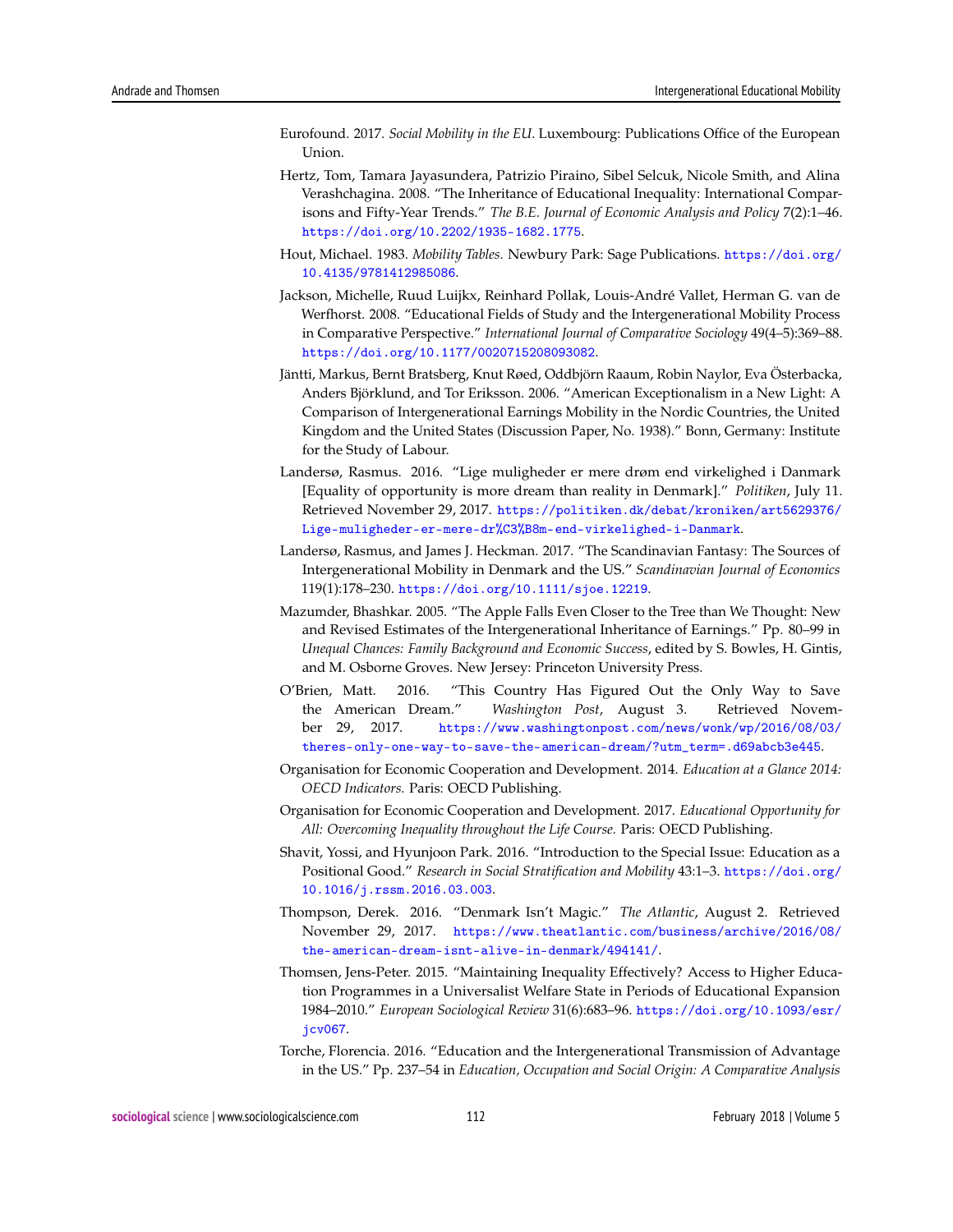Eurofound. 2017. *Social Mobility in the EU*. Luxembourg: Publications Office of the European Union.

Hertz, Tom, Tamara Jayasundera, Patrizio Piraino, Sibel Selcuk, Nicole Smith, and Alina Verashchagina. 2008. "The Inheritance of Educational Inequality: International Comparisons and Fifty-Year Trends." *The B.E. Journal of Economic Analysis and Policy* 7(2):1–46. https://doi.org/10.2202/1935-1682.1775.

Hout, Michael. 1983. *Mobility Tables.* Newbury Park: Sage Publications. https://doi.org/10.4135/9781412985086.

Jackson, Michelle, Ruud Luijkx, Reinhard Pollak, Louis-André Vallet, Herman G. van de Werfhorst. 2008. "Educational Fields of Study and the Intergenerational Mobility Process in Comparative Perspective." *International Journal of Comparative Sociology* 49(4–5):369–88. https://doi.org/10.1177/0020715208093082.

Jäntti, Markus, Bernt Bratsberg, Knut Røed, Oddbjörn Raaum, Robin Naylor, Eva Österbacka, Anders Björklund, and Tor Eriksson. 2006. "American Exceptionalism in a New Light: A Comparison of Intergenerational Earnings Mobility in the Nordic Countries, the United Kingdom and the United States (Discussion Paper, No. 1938)." Bonn, Germany: Institute for the Study of Labour.

Landersø, Rasmus. 2016. "Lige muligheder er mere drøm end virkelighed i Danmark [Equality of opportunity is more dream than reality in Denmark]." *Politiken*, July 11. Retrieved November 29, 2017. https://politiken.dk/debat/kroniken/art5629376/Lige-muligheder-er-mere-dr%C3%B8m-end-virkelighed-i-Danmark.

Landersø, Rasmus, and James J. Heckman. 2017. "The Scandinavian Fantasy: The Sources of Intergenerational Mobility in Denmark and the US." *Scandinavian Journal of Economics* 119(1):178–230. https://doi.org/10.1111/sjoe.12219.

Mazumder, Bhashkar. 2005. "The Apple Falls Even Closer to the Tree than We Thought: New and Revised Estimates of the Intergenerational Inheritance of Earnings." Pp. 80–99 in *Unequal Chances: Family Background and Economic Success*, edited by S. Bowles, H. Gintis, and M. Osborne Groves. New Jersey: Princeton University Press.

O'Brien, Matt. 2016. "This Country Has Figured Out the Only Way to Save the American Dream." *Washington Post*, August 3. Retrieved November 29, 2017. https://www.washingtonpost.com/news/wonk/wp/2016/08/03/theres-only-one-way-to-save-the-american-dream/?utm_term=.d69abcb3e445.

Organisation for Economic Cooperation and Development. 2014. *Education at a Glance 2014: OECD Indicators.* Paris: OECD Publishing.

Organisation for Economic Cooperation and Development. 2017. *Educational Opportunity for All: Overcoming Inequality throughout the Life Course.* Paris: OECD Publishing.

Shavit, Yossi, and Hyunjoon Park. 2016. "Introduction to the Special Issue: Education as a Positional Good." *Research in Social Stratification and Mobility* 43:1–3. https://doi.org/10.1016/j.rssm.2016.03.003.

Thompson, Derek. 2016. "Denmark Isn't Magic." *The Atlantic*, August 2. Retrieved November 29, 2017. https://www.theatlantic.com/business/archive/2016/08/the-american-dream-isnt-alive-in-denmark/494141/.

Thomsen, Jens-Peter. 2015. "Maintaining Inequality Effectively? Access to Higher Education Programmes in a Universalist Welfare State in Periods of Educational Expansion 1984–2010." *European Sociological Review* 31(6):683–96. https://doi.org/10.1093/esr/jcv067.

Torche, Florencia. 2016. "Education and the Intergenerational Transmission of Advantage in the US." Pp. 237–54 in *Education, Occupation and Social Origin: A Comparative Analysis*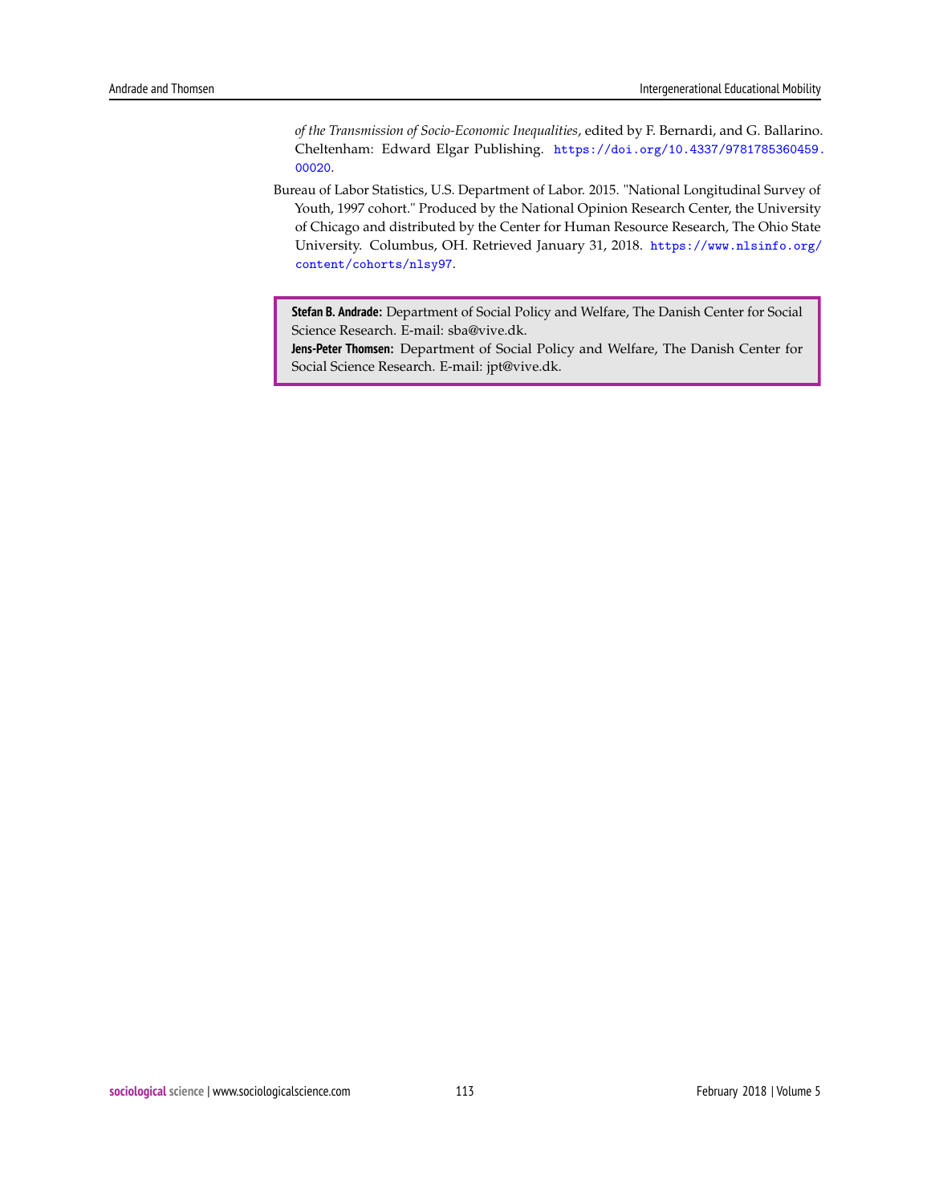*of the Transmission of Socio-Economic Inequalities*, edited by F. Bernardi, and G. Ballarino. Cheltenham: Edward Elgar Publishing. https://doi.org/10.4337/9781785360459.00020.

Bureau of Labor Statistics, U.S. Department of Labor. 2015. "National Longitudinal Survey of Youth, 1997 cohort." Produced by the National Opinion Research Center, the University of Chicago and distributed by the Center for Human Resource Research, The Ohio State University. Columbus, OH. Retrieved January 31, 2018. https://www.nlsinfo.org/content/cohorts/nlsy97.

**Stefan B. Andrade:** Department of Social Policy and Welfare, The Danish Center for Social Science Research. E-mail: sba@vive.dk.
**Jens-Peter Thomsen:** Department of Social Policy and Welfare, The Danish Center for Social Science Research. E-mail: jpt@vive.dk.